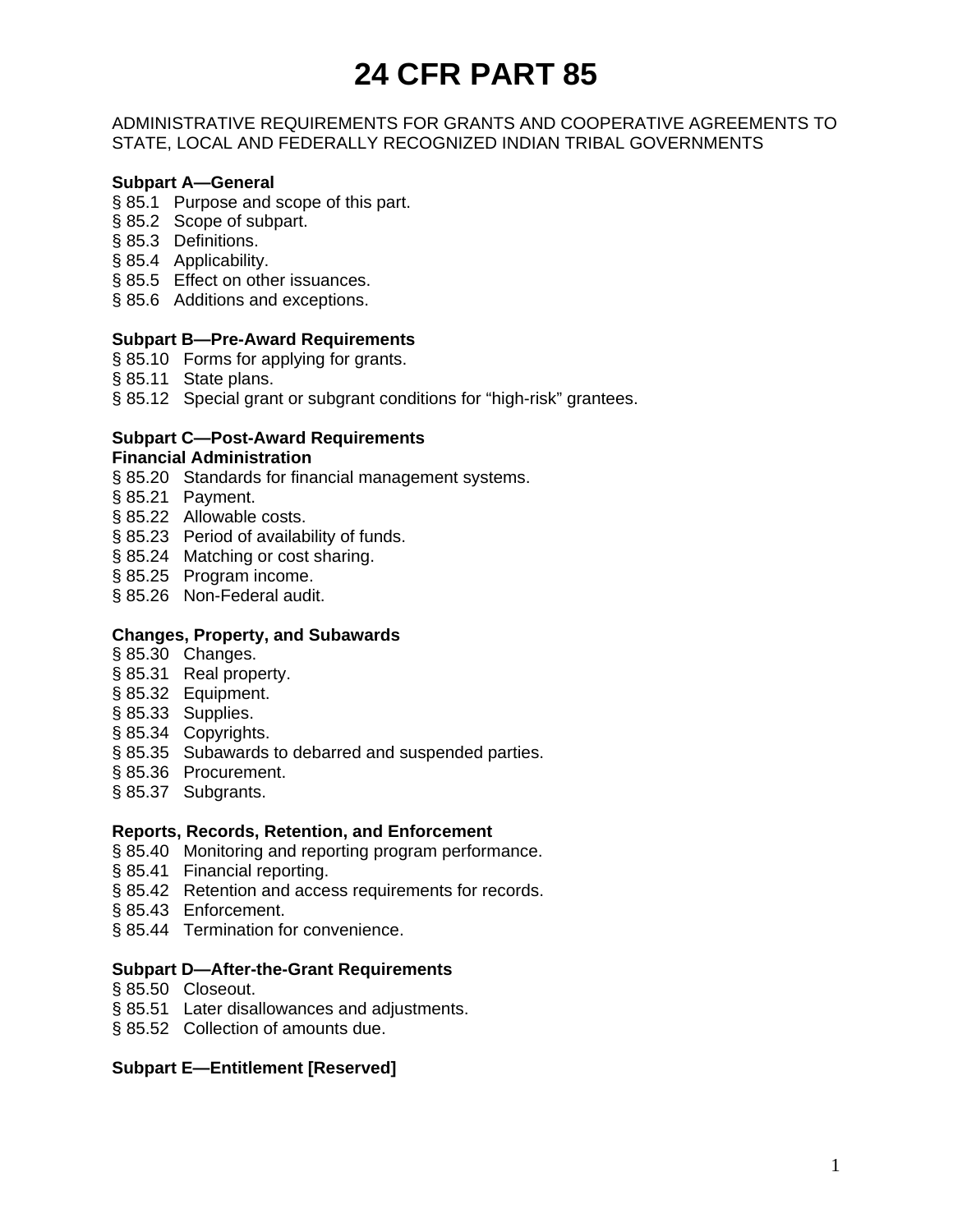# 24 CFR PART 85

ADMINISTRATIVE REQUIREMENTS FOR GRANTS AND COOPERATIVE AGREEMENTS TO STATE, LOCAL AND FEDERALLY RECOGNIZED INDIAN TRIBAL GOVERNMENTS

**Subpart A—General**

§ 85.1 Purpose and scope of this part.
§ 85.2 Scope of subpart.
§ 85.3 Definitions.
§ 85.4 Applicability.
§ 85.5 Effect on other issuances.
§ 85.6 Additions and exceptions.

**Subpart B—Pre-Award Requirements**

§ 85.10 Forms for applying for grants.
§ 85.11 State plans.
§ 85.12 Special grant or subgrant conditions for "high-risk" grantees.

**Subpart C—Post-Award Requirements**
**Financial Administration**

§ 85.20 Standards for financial management systems.
§ 85.21 Payment.
§ 85.22 Allowable costs.
§ 85.23 Period of availability of funds.
§ 85.24 Matching or cost sharing.
§ 85.25 Program income.
§ 85.26 Non-Federal audit.

**Changes, Property, and Subawards**

§ 85.30 Changes.
§ 85.31 Real property.
§ 85.32 Equipment.
§ 85.33 Supplies.
§ 85.34 Copyrights.
§ 85.35 Subawards to debarred and suspended parties.
§ 85.36 Procurement.
§ 85.37 Subgrants.

**Reports, Records, Retention, and Enforcement**

§ 85.40 Monitoring and reporting program performance.
§ 85.41 Financial reporting.
§ 85.42 Retention and access requirements for records.
§ 85.43 Enforcement.
§ 85.44 Termination for convenience.

**Subpart D—After-the-Grant Requirements**

§ 85.50 Closeout.
§ 85.51 Later disallowances and adjustments.
§ 85.52 Collection of amounts due.

**Subpart E—Entitlement [Reserved]**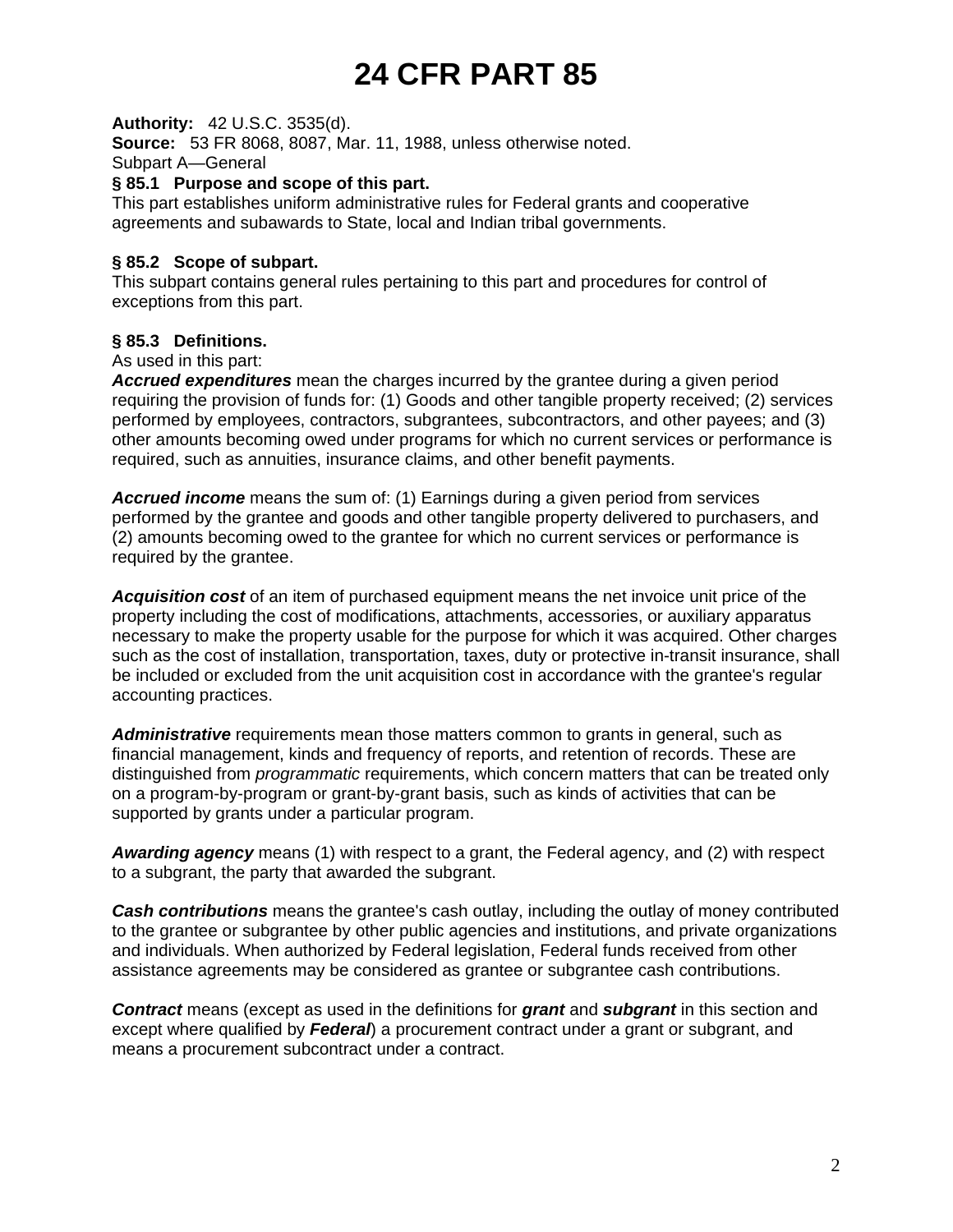# 24 CFR PART 85

**Authority:** 42 U.S.C. 3535(d).

**Source:** 53 FR 8068, 8087, Mar. 11, 1988, unless otherwise noted.

Subpart A—General

### § 85.1 Purpose and scope of this part.

This part establishes uniform administrative rules for Federal grants and cooperative agreements and subawards to State, local and Indian tribal governments.

### § 85.2 Scope of subpart.

This subpart contains general rules pertaining to this part and procedures for control of exceptions from this part.

### § 85.3 Definitions.

As used in this part:

***Accrued expenditures*** mean the charges incurred by the grantee during a given period requiring the provision of funds for: (1) Goods and other tangible property received; (2) services performed by employees, contractors, subgrantees, subcontractors, and other payees; and (3) other amounts becoming owed under programs for which no current services or performance is required, such as annuities, insurance claims, and other benefit payments.

***Accrued income*** means the sum of: (1) Earnings during a given period from services performed by the grantee and goods and other tangible property delivered to purchasers, and (2) amounts becoming owed to the grantee for which no current services or performance is required by the grantee.

***Acquisition cost*** of an item of purchased equipment means the net invoice unit price of the property including the cost of modifications, attachments, accessories, or auxiliary apparatus necessary to make the property usable for the purpose for which it was acquired. Other charges such as the cost of installation, transportation, taxes, duty or protective in-transit insurance, shall be included or excluded from the unit acquisition cost in accordance with the grantee's regular accounting practices.

***Administrative*** requirements mean those matters common to grants in general, such as financial management, kinds and frequency of reports, and retention of records. These are distinguished from *programmatic* requirements, which concern matters that can be treated only on a program-by-program or grant-by-grant basis, such as kinds of activities that can be supported by grants under a particular program.

***Awarding agency*** means (1) with respect to a grant, the Federal agency, and (2) with respect to a subgrant, the party that awarded the subgrant.

***Cash contributions*** means the grantee's cash outlay, including the outlay of money contributed to the grantee or subgrantee by other public agencies and institutions, and private organizations and individuals. When authorized by Federal legislation, Federal funds received from other assistance agreements may be considered as grantee or subgrantee cash contributions.

***Contract*** means (except as used in the definitions for ***grant*** and ***subgrant*** in this section and except where qualified by ***Federal***) a procurement contract under a grant or subgrant, and means a procurement subcontract under a contract.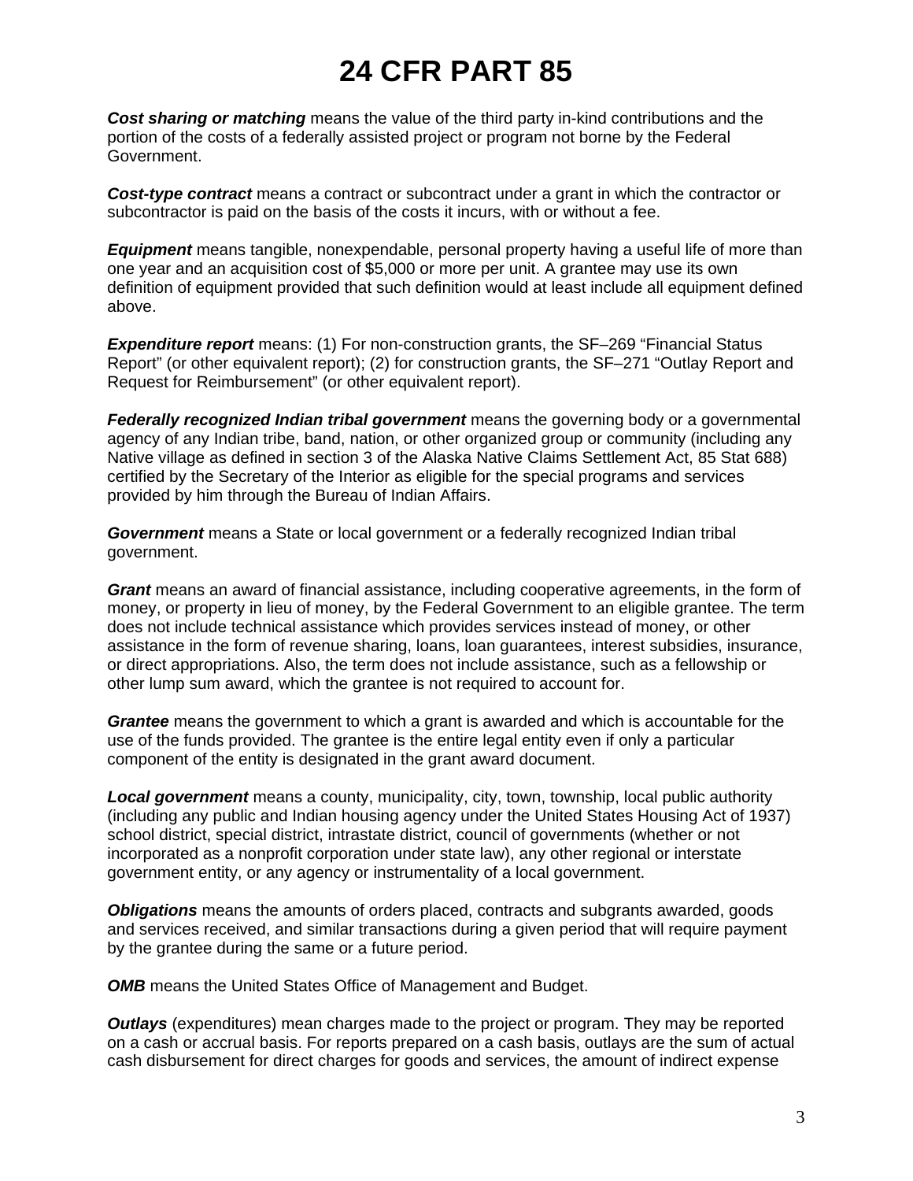# 24 CFR PART 85

***Cost sharing or matching*** means the value of the third party in-kind contributions and the portion of the costs of a federally assisted project or program not borne by the Federal Government.

***Cost-type contract*** means a contract or subcontract under a grant in which the contractor or subcontractor is paid on the basis of the costs it incurs, with or without a fee.

***Equipment*** means tangible, nonexpendable, personal property having a useful life of more than one year and an acquisition cost of $5,000 or more per unit. A grantee may use its own definition of equipment provided that such definition would at least include all equipment defined above.

***Expenditure report*** means: (1) For non-construction grants, the SF–269 "Financial Status Report" (or other equivalent report); (2) for construction grants, the SF–271 "Outlay Report and Request for Reimbursement" (or other equivalent report).

***Federally recognized Indian tribal government*** means the governing body or a governmental agency of any Indian tribe, band, nation, or other organized group or community (including any Native village as defined in section 3 of the Alaska Native Claims Settlement Act, 85 Stat 688) certified by the Secretary of the Interior as eligible for the special programs and services provided by him through the Bureau of Indian Affairs.

***Government*** means a State or local government or a federally recognized Indian tribal government.

***Grant*** means an award of financial assistance, including cooperative agreements, in the form of money, or property in lieu of money, by the Federal Government to an eligible grantee. The term does not include technical assistance which provides services instead of money, or other assistance in the form of revenue sharing, loans, loan guarantees, interest subsidies, insurance, or direct appropriations. Also, the term does not include assistance, such as a fellowship or other lump sum award, which the grantee is not required to account for.

***Grantee*** means the government to which a grant is awarded and which is accountable for the use of the funds provided. The grantee is the entire legal entity even if only a particular component of the entity is designated in the grant award document.

***Local government*** means a county, municipality, city, town, township, local public authority (including any public and Indian housing agency under the United States Housing Act of 1937) school district, special district, intrastate district, council of governments (whether or not incorporated as a nonprofit corporation under state law), any other regional or interstate government entity, or any agency or instrumentality of a local government.

***Obligations*** means the amounts of orders placed, contracts and subgrants awarded, goods and services received, and similar transactions during a given period that will require payment by the grantee during the same or a future period.

***OMB*** means the United States Office of Management and Budget.

***Outlays*** (expenditures) mean charges made to the project or program. They may be reported on a cash or accrual basis. For reports prepared on a cash basis, outlays are the sum of actual cash disbursement for direct charges for goods and services, the amount of indirect expense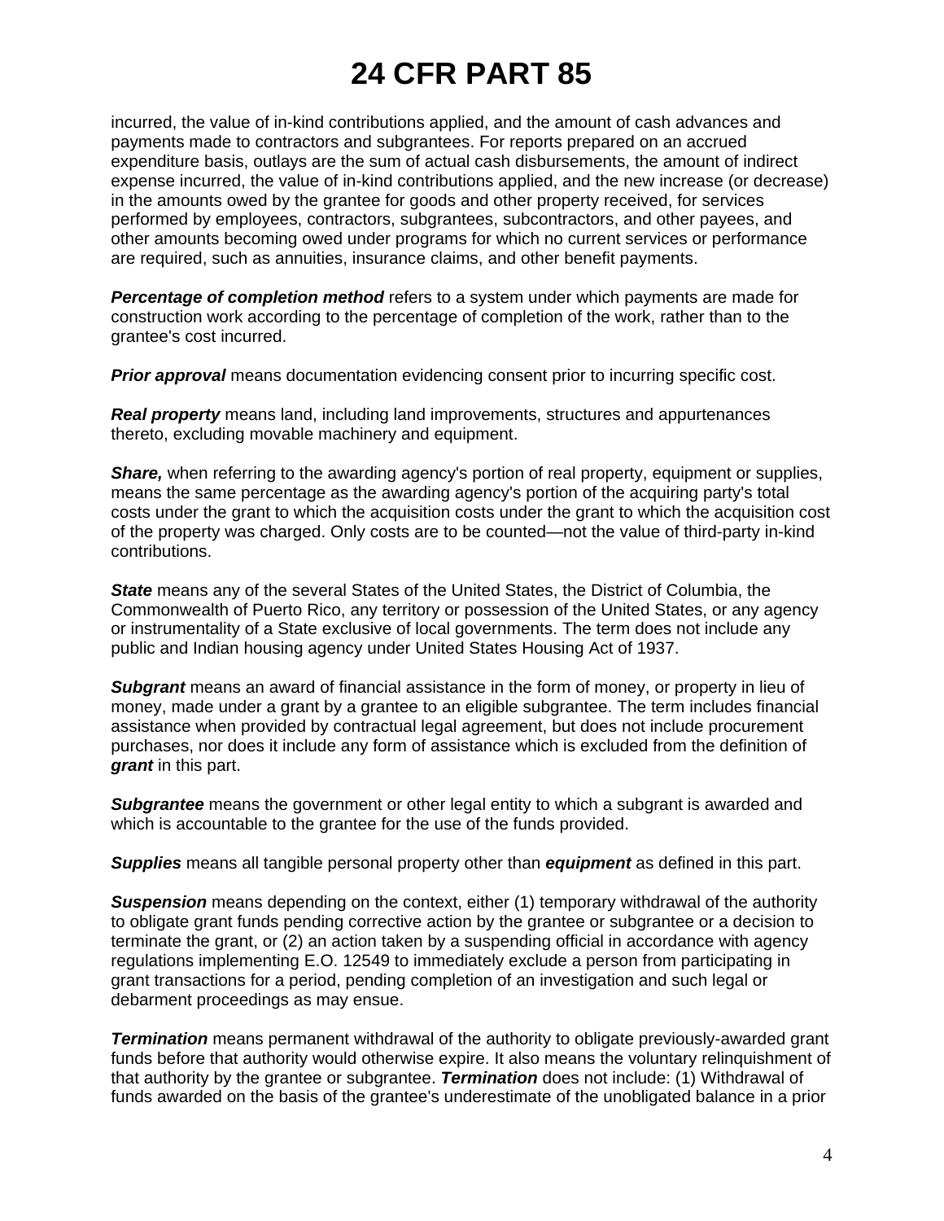incurred, the value of in-kind contributions applied, and the amount of cash advances and payments made to contractors and subgrantees. For reports prepared on an accrued expenditure basis, outlays are the sum of actual cash disbursements, the amount of indirect expense incurred, the value of in-kind contributions applied, and the new increase (or decrease) in the amounts owed by the grantee for goods and other property received, for services performed by employees, contractors, subgrantees, subcontractors, and other payees, and other amounts becoming owed under programs for which no current services or performance are required, such as annuities, insurance claims, and other benefit payments.

***Percentage of completion method*** refers to a system under which payments are made for construction work according to the percentage of completion of the work, rather than to the grantee's cost incurred.

***Prior approval*** means documentation evidencing consent prior to incurring specific cost.

***Real property*** means land, including land improvements, structures and appurtenances thereto, excluding movable machinery and equipment.

***Share,*** when referring to the awarding agency's portion of real property, equipment or supplies, means the same percentage as the awarding agency's portion of the acquiring party's total costs under the grant to which the acquisition costs under the grant to which the acquisition cost of the property was charged. Only costs are to be counted—not the value of third-party in-kind contributions.

***State*** means any of the several States of the United States, the District of Columbia, the Commonwealth of Puerto Rico, any territory or possession of the United States, or any agency or instrumentality of a State exclusive of local governments. The term does not include any public and Indian housing agency under United States Housing Act of 1937.

***Subgrant*** means an award of financial assistance in the form of money, or property in lieu of money, made under a grant by a grantee to an eligible subgrantee. The term includes financial assistance when provided by contractual legal agreement, but does not include procurement purchases, nor does it include any form of assistance which is excluded from the definition of ***grant*** in this part.

***Subgrantee*** means the government or other legal entity to which a subgrant is awarded and which is accountable to the grantee for the use of the funds provided.

***Supplies*** means all tangible personal property other than ***equipment*** as defined in this part.

***Suspension*** means depending on the context, either (1) temporary withdrawal of the authority to obligate grant funds pending corrective action by the grantee or subgrantee or a decision to terminate the grant, or (2) an action taken by a suspending official in accordance with agency regulations implementing E.O. 12549 to immediately exclude a person from participating in grant transactions for a period, pending completion of an investigation and such legal or debarment proceedings as may ensue.

***Termination*** means permanent withdrawal of the authority to obligate previously-awarded grant funds before that authority would otherwise expire. It also means the voluntary relinquishment of that authority by the grantee or subgrantee. ***Termination*** does not include: (1) Withdrawal of funds awarded on the basis of the grantee's underestimate of the unobligated balance in a prior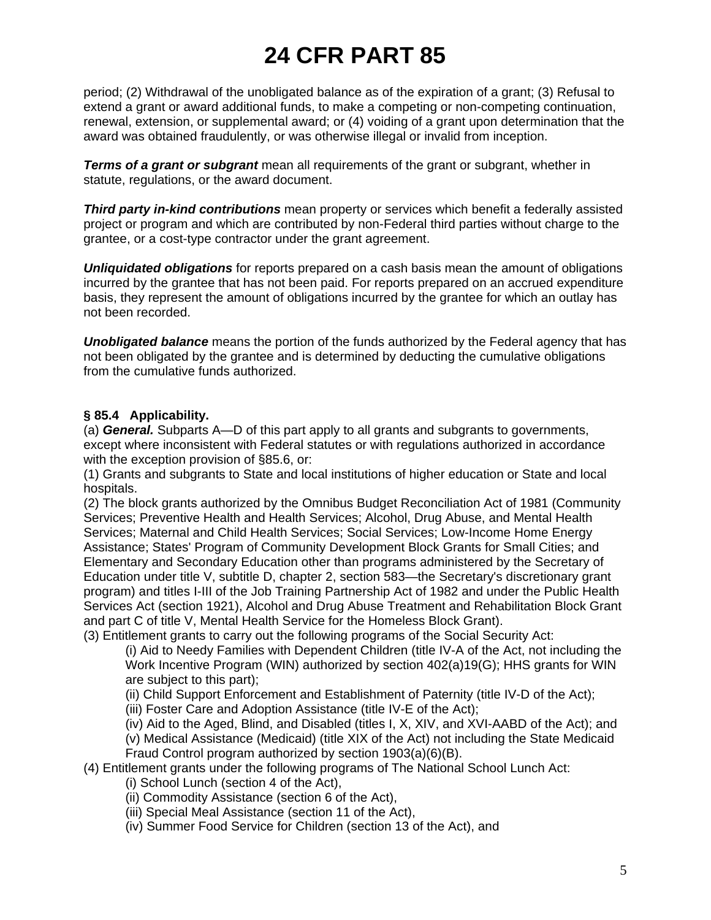period; (2) Withdrawal of the unobligated balance as of the expiration of a grant; (3) Refusal to extend a grant or award additional funds, to make a competing or non-competing continuation, renewal, extension, or supplemental award; or (4) voiding of a grant upon determination that the award was obtained fraudulently, or was otherwise illegal or invalid from inception.

***Terms of a grant or subgrant*** mean all requirements of the grant or subgrant, whether in statute, regulations, or the award document.

***Third party in-kind contributions*** mean property or services which benefit a federally assisted project or program and which are contributed by non-Federal third parties without charge to the grantee, or a cost-type contractor under the grant agreement.

***Unliquidated obligations*** for reports prepared on a cash basis mean the amount of obligations incurred by the grantee that has not been paid. For reports prepared on an accrued expenditure basis, they represent the amount of obligations incurred by the grantee for which an outlay has not been recorded.

***Unobligated balance*** means the portion of the funds authorized by the Federal agency that has not been obligated by the grantee and is determined by deducting the cumulative obligations from the cumulative funds authorized.

**§ 85.4 Applicability.**

(a) ***General.*** Subparts A—D of this part apply to all grants and subgrants to governments, except where inconsistent with Federal statutes or with regulations authorized in accordance with the exception provision of §85.6, or:

(1) Grants and subgrants to State and local institutions of higher education or State and local hospitals.

(2) The block grants authorized by the Omnibus Budget Reconciliation Act of 1981 (Community Services; Preventive Health and Health Services; Alcohol, Drug Abuse, and Mental Health Services; Maternal and Child Health Services; Social Services; Low-Income Home Energy Assistance; States' Program of Community Development Block Grants for Small Cities; and Elementary and Secondary Education other than programs administered by the Secretary of Education under title V, subtitle D, chapter 2, section 583—the Secretary's discretionary grant program) and titles I-III of the Job Training Partnership Act of 1982 and under the Public Health Services Act (section 1921), Alcohol and Drug Abuse Treatment and Rehabilitation Block Grant and part C of title V, Mental Health Service for the Homeless Block Grant).

(3) Entitlement grants to carry out the following programs of the Social Security Act:

(i) Aid to Needy Families with Dependent Children (title IV-A of the Act, not including the Work Incentive Program (WIN) authorized by section 402(a)19(G); HHS grants for WIN are subject to this part);

(ii) Child Support Enforcement and Establishment of Paternity (title IV-D of the Act);

(iii) Foster Care and Adoption Assistance (title IV-E of the Act);

(iv) Aid to the Aged, Blind, and Disabled (titles I, X, XIV, and XVI-AABD of the Act); and

(v) Medical Assistance (Medicaid) (title XIX of the Act) not including the State Medicaid Fraud Control program authorized by section 1903(a)(6)(B).

(4) Entitlement grants under the following programs of The National School Lunch Act:

(i) School Lunch (section 4 of the Act),

(ii) Commodity Assistance (section 6 of the Act),

(iii) Special Meal Assistance (section 11 of the Act),

(iv) Summer Food Service for Children (section 13 of the Act), and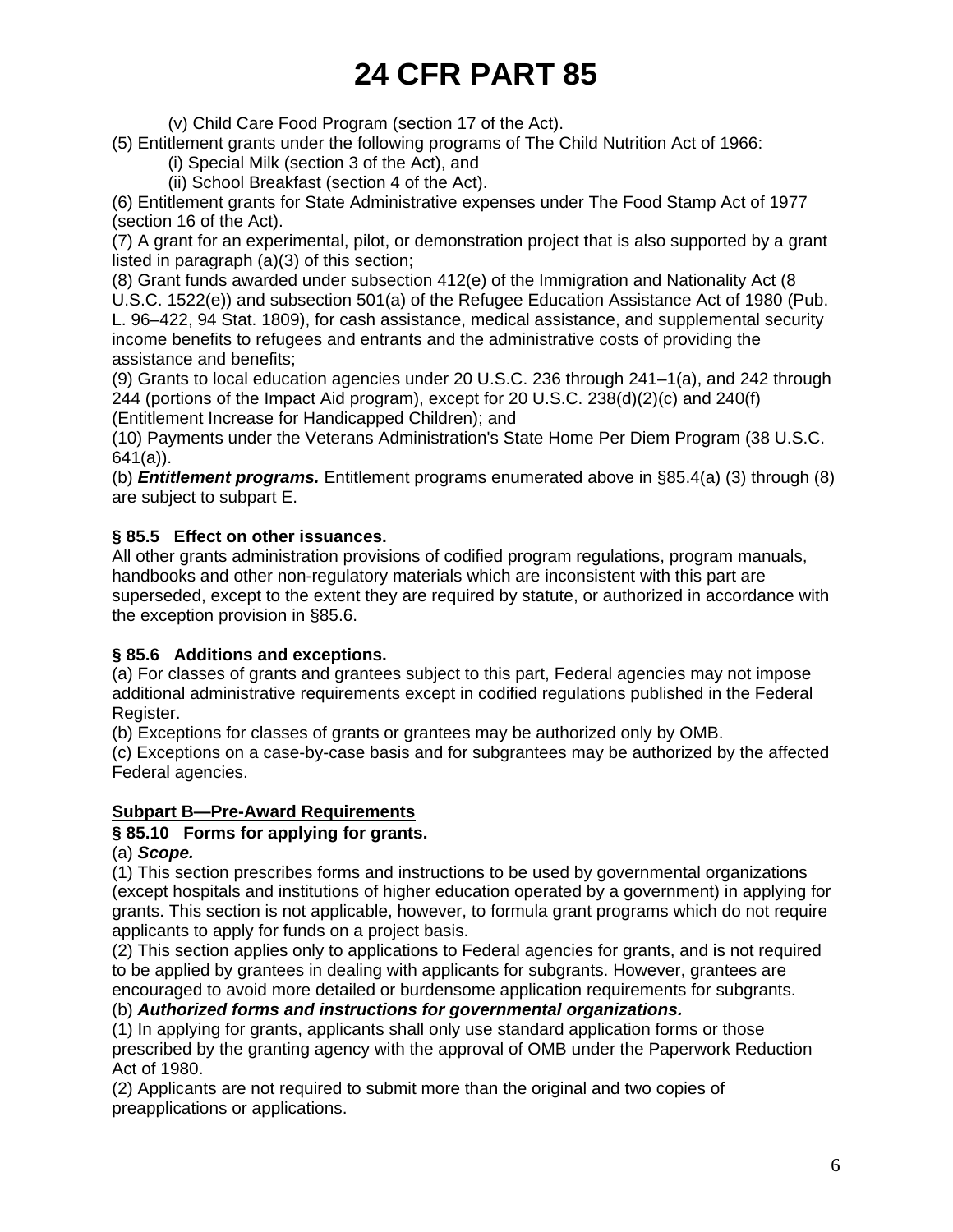(v) Child Care Food Program (section 17 of the Act).

(5) Entitlement grants under the following programs of The Child Nutrition Act of 1966:

(i) Special Milk (section 3 of the Act), and

(ii) School Breakfast (section 4 of the Act).

(6) Entitlement grants for State Administrative expenses under The Food Stamp Act of 1977 (section 16 of the Act).

(7) A grant for an experimental, pilot, or demonstration project that is also supported by a grant listed in paragraph (a)(3) of this section;

(8) Grant funds awarded under subsection 412(e) of the Immigration and Nationality Act (8 U.S.C. 1522(e)) and subsection 501(a) of the Refugee Education Assistance Act of 1980 (Pub. L. 96–422, 94 Stat. 1809), for cash assistance, medical assistance, and supplemental security income benefits to refugees and entrants and the administrative costs of providing the assistance and benefits;

(9) Grants to local education agencies under 20 U.S.C. 236 through 241–1(a), and 242 through 244 (portions of the Impact Aid program), except for 20 U.S.C. 238(d)(2)(c) and 240(f) (Entitlement Increase for Handicapped Children); and

(10) Payments under the Veterans Administration's State Home Per Diem Program (38 U.S.C. 641(a)).

(b) ***Entitlement programs.*** Entitlement programs enumerated above in §85.4(a) (3) through (8) are subject to subpart E.

### § 85.5 Effect on other issuances.

All other grants administration provisions of codified program regulations, program manuals, handbooks and other non-regulatory materials which are inconsistent with this part are superseded, except to the extent they are required by statute, or authorized in accordance with the exception provision in §85.6.

### § 85.6 Additions and exceptions.

(a) For classes of grants and grantees subject to this part, Federal agencies may not impose additional administrative requirements except in codified regulations published in the Federal Register.

(b) Exceptions for classes of grants or grantees may be authorized only by OMB.

(c) Exceptions on a case-by-case basis and for subgrantees may be authorized by the affected Federal agencies.

## Subpart B—Pre-Award Requirements

### § 85.10 Forms for applying for grants.

(a) ***Scope.***

(1) This section prescribes forms and instructions to be used by governmental organizations (except hospitals and institutions of higher education operated by a government) in applying for grants. This section is not applicable, however, to formula grant programs which do not require applicants to apply for funds on a project basis.

(2) This section applies only to applications to Federal agencies for grants, and is not required to be applied by grantees in dealing with applicants for subgrants. However, grantees are encouraged to avoid more detailed or burdensome application requirements for subgrants.

(b) ***Authorized forms and instructions for governmental organizations.***

(1) In applying for grants, applicants shall only use standard application forms or those prescribed by the granting agency with the approval of OMB under the Paperwork Reduction Act of 1980.

(2) Applicants are not required to submit more than the original and two copies of preapplications or applications.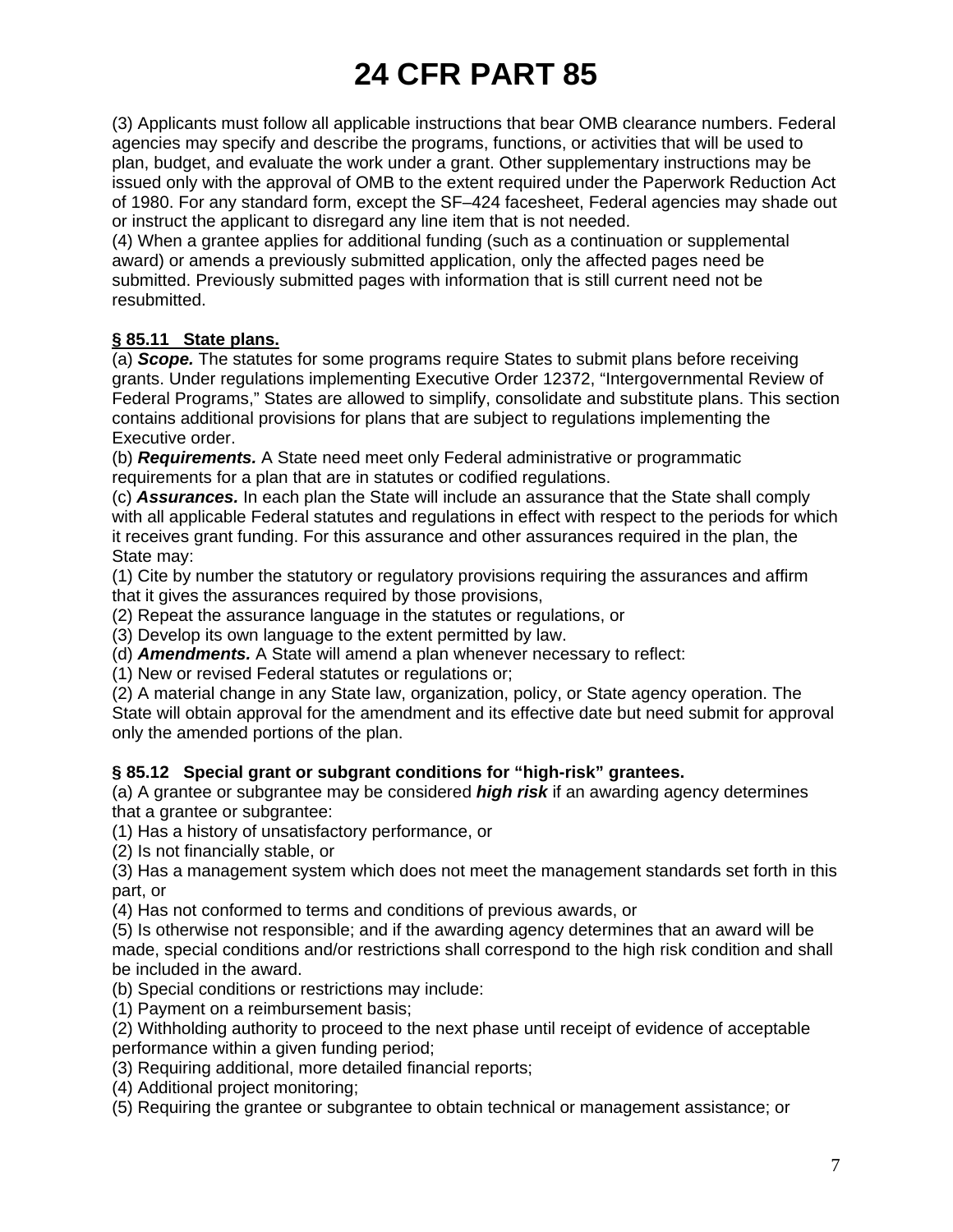(3) Applicants must follow all applicable instructions that bear OMB clearance numbers. Federal agencies may specify and describe the programs, functions, or activities that will be used to plan, budget, and evaluate the work under a grant. Other supplementary instructions may be issued only with the approval of OMB to the extent required under the Paperwork Reduction Act of 1980. For any standard form, except the SF–424 facesheet, Federal agencies may shade out or instruct the applicant to disregard any line item that is not needed.
(4) When a grantee applies for additional funding (such as a continuation or supplemental award) or amends a previously submitted application, only the affected pages need be submitted. Previously submitted pages with information that is still current need not be resubmitted.

### § 85.11 State plans.

(a) ***Scope.*** The statutes for some programs require States to submit plans before receiving grants. Under regulations implementing Executive Order 12372, "Intergovernmental Review of Federal Programs," States are allowed to simplify, consolidate and substitute plans. This section contains additional provisions for plans that are subject to regulations implementing the Executive order.
(b) ***Requirements.*** A State need meet only Federal administrative or programmatic requirements for a plan that are in statutes or codified regulations.
(c) ***Assurances.*** In each plan the State will include an assurance that the State shall comply with all applicable Federal statutes and regulations in effect with respect to the periods for which it receives grant funding. For this assurance and other assurances required in the plan, the State may:
(1) Cite by number the statutory or regulatory provisions requiring the assurances and affirm that it gives the assurances required by those provisions,
(2) Repeat the assurance language in the statutes or regulations, or
(3) Develop its own language to the extent permitted by law.
(d) ***Amendments.*** A State will amend a plan whenever necessary to reflect:
(1) New or revised Federal statutes or regulations or;
(2) A material change in any State law, organization, policy, or State agency operation. The State will obtain approval for the amendment and its effective date but need submit for approval only the amended portions of the plan.

### § 85.12 Special grant or subgrant conditions for "high-risk" grantees.

(a) A grantee or subgrantee may be considered ***high risk*** if an awarding agency determines that a grantee or subgrantee:
(1) Has a history of unsatisfactory performance, or
(2) Is not financially stable, or
(3) Has a management system which does not meet the management standards set forth in this part, or
(4) Has not conformed to terms and conditions of previous awards, or
(5) Is otherwise not responsible; and if the awarding agency determines that an award will be made, special conditions and/or restrictions shall correspond to the high risk condition and shall be included in the award.
(b) Special conditions or restrictions may include:
(1) Payment on a reimbursement basis;
(2) Withholding authority to proceed to the next phase until receipt of evidence of acceptable performance within a given funding period;
(3) Requiring additional, more detailed financial reports;
(4) Additional project monitoring;
(5) Requiring the grantee or subgrantee to obtain technical or management assistance; or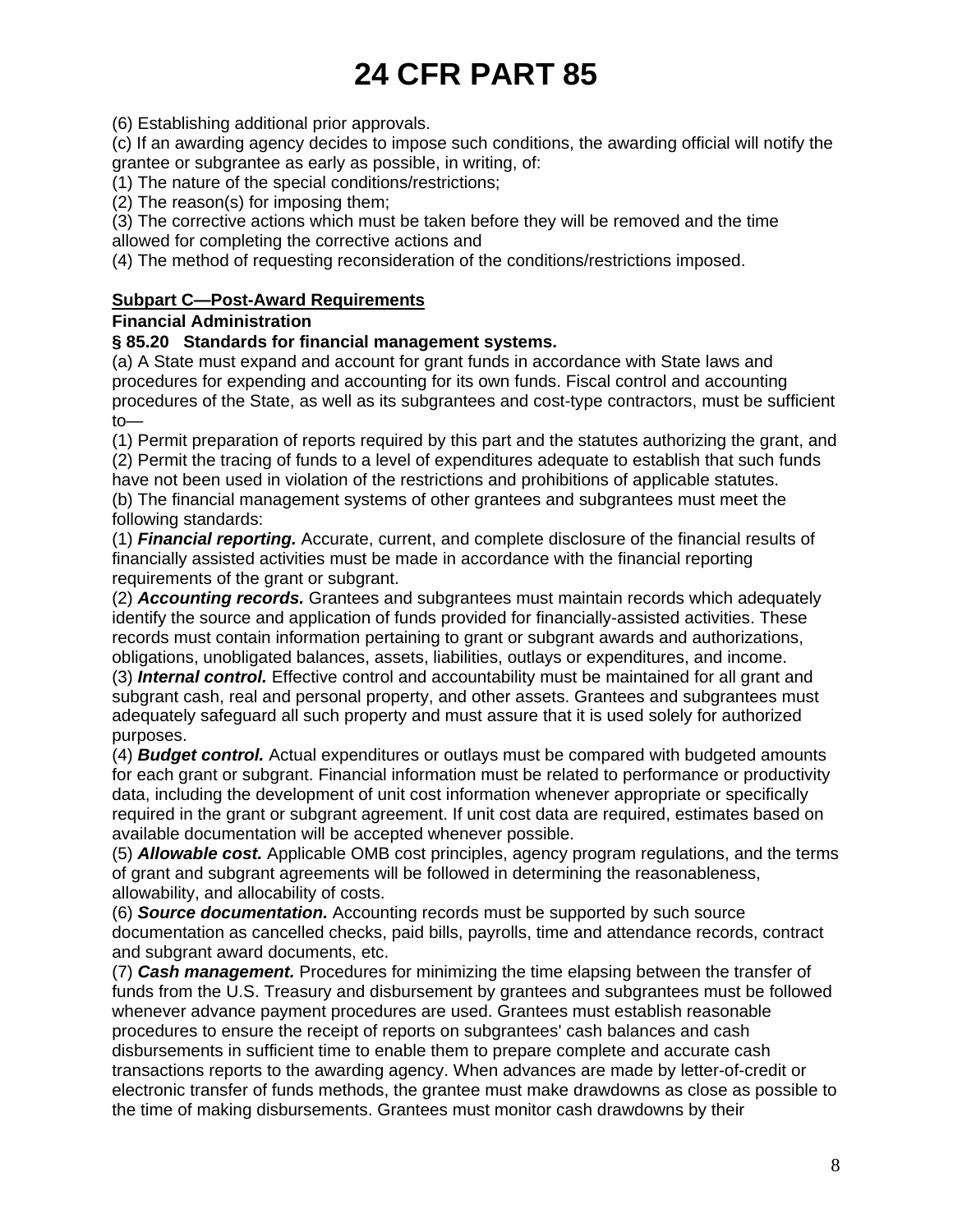(6) Establishing additional prior approvals.

(c) If an awarding agency decides to impose such conditions, the awarding official will notify the grantee or subgrantee as early as possible, in writing, of:

(1) The nature of the special conditions/restrictions;

(2) The reason(s) for imposing them;

(3) The corrective actions which must be taken before they will be removed and the time allowed for completing the corrective actions and

(4) The method of requesting reconsideration of the conditions/restrictions imposed.

## Subpart C—Post-Award Requirements

### Financial Administration

### § 85.20 Standards for financial management systems.

(a) A State must expand and account for grant funds in accordance with State laws and procedures for expending and accounting for its own funds. Fiscal control and accounting procedures of the State, as well as its subgrantees and cost-type contractors, must be sufficient to—

(1) Permit preparation of reports required by this part and the statutes authorizing the grant, and

(2) Permit the tracing of funds to a level of expenditures adequate to establish that such funds have not been used in violation of the restrictions and prohibitions of applicable statutes.

(b) The financial management systems of other grantees and subgrantees must meet the following standards:

(1) ***Financial reporting.*** Accurate, current, and complete disclosure of the financial results of financially assisted activities must be made in accordance with the financial reporting requirements of the grant or subgrant.

(2) ***Accounting records.*** Grantees and subgrantees must maintain records which adequately identify the source and application of funds provided for financially-assisted activities. These records must contain information pertaining to grant or subgrant awards and authorizations, obligations, unobligated balances, assets, liabilities, outlays or expenditures, and income.

(3) ***Internal control.*** Effective control and accountability must be maintained for all grant and subgrant cash, real and personal property, and other assets. Grantees and subgrantees must adequately safeguard all such property and must assure that it is used solely for authorized purposes.

(4) ***Budget control.*** Actual expenditures or outlays must be compared with budgeted amounts for each grant or subgrant. Financial information must be related to performance or productivity data, including the development of unit cost information whenever appropriate or specifically required in the grant or subgrant agreement. If unit cost data are required, estimates based on available documentation will be accepted whenever possible.

(5) ***Allowable cost.*** Applicable OMB cost principles, agency program regulations, and the terms of grant and subgrant agreements will be followed in determining the reasonableness, allowability, and allocability of costs.

(6) ***Source documentation.*** Accounting records must be supported by such source documentation as cancelled checks, paid bills, payrolls, time and attendance records, contract and subgrant award documents, etc.

(7) ***Cash management.*** Procedures for minimizing the time elapsing between the transfer of funds from the U.S. Treasury and disbursement by grantees and subgrantees must be followed whenever advance payment procedures are used. Grantees must establish reasonable procedures to ensure the receipt of reports on subgrantees' cash balances and cash disbursements in sufficient time to enable them to prepare complete and accurate cash transactions reports to the awarding agency. When advances are made by letter-of-credit or electronic transfer of funds methods, the grantee must make drawdowns as close as possible to the time of making disbursements. Grantees must monitor cash drawdowns by their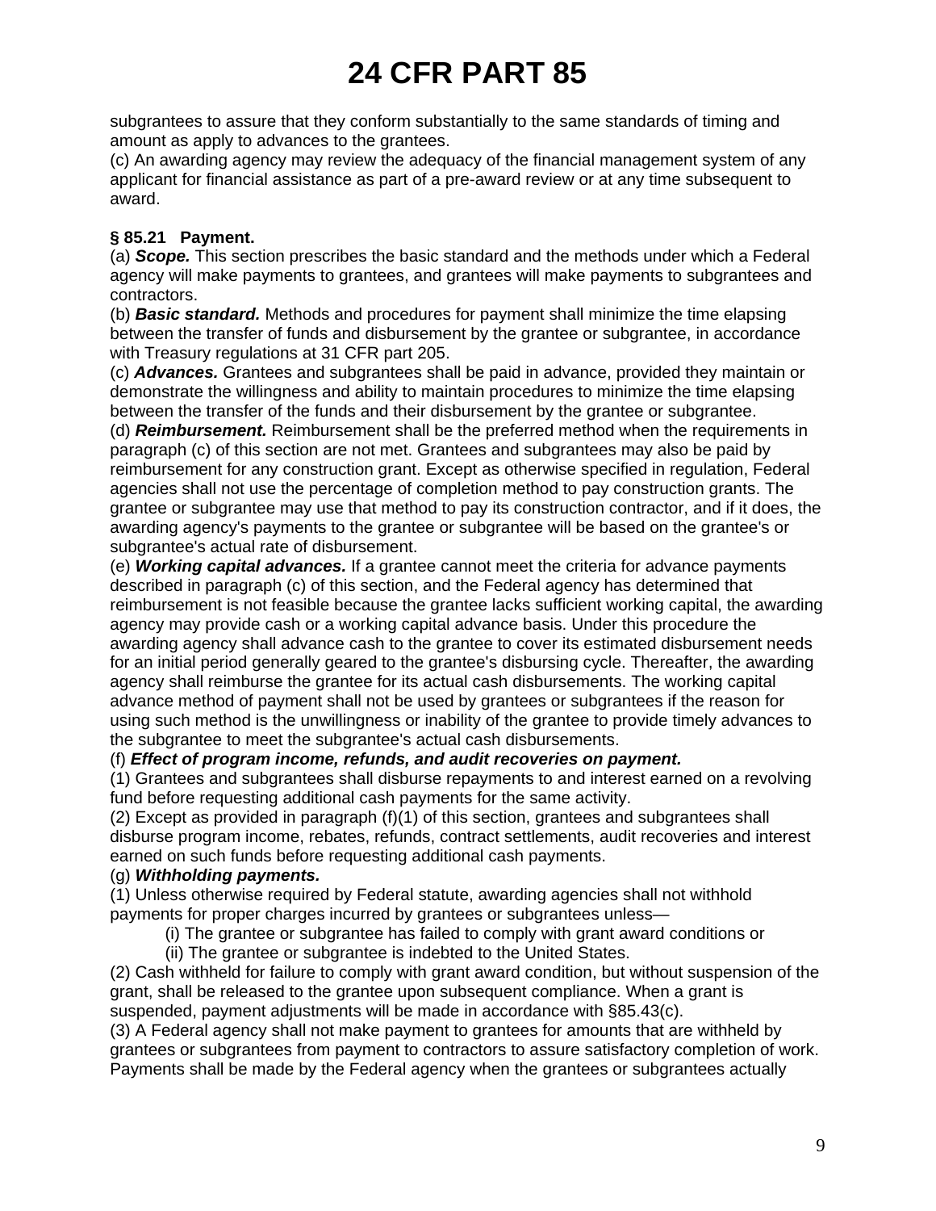subgrantees to assure that they conform substantially to the same standards of timing and amount as apply to advances to the grantees.
(c) An awarding agency may review the adequacy of the financial management system of any applicant for financial assistance as part of a pre-award review or at any time subsequent to award.

**§ 85.21 Payment.**
(a) ***Scope.*** This section prescribes the basic standard and the methods under which a Federal agency will make payments to grantees, and grantees will make payments to subgrantees and contractors.
(b) ***Basic standard.*** Methods and procedures for payment shall minimize the time elapsing between the transfer of funds and disbursement by the grantee or subgrantee, in accordance with Treasury regulations at 31 CFR part 205.
(c) ***Advances.*** Grantees and subgrantees shall be paid in advance, provided they maintain or demonstrate the willingness and ability to maintain procedures to minimize the time elapsing between the transfer of the funds and their disbursement by the grantee or subgrantee.
(d) ***Reimbursement.*** Reimbursement shall be the preferred method when the requirements in paragraph (c) of this section are not met. Grantees and subgrantees may also be paid by reimbursement for any construction grant. Except as otherwise specified in regulation, Federal agencies shall not use the percentage of completion method to pay construction grants. The grantee or subgrantee may use that method to pay its construction contractor, and if it does, the awarding agency's payments to the grantee or subgrantee will be based on the grantee's or subgrantee's actual rate of disbursement.
(e) ***Working capital advances.*** If a grantee cannot meet the criteria for advance payments described in paragraph (c) of this section, and the Federal agency has determined that reimbursement is not feasible because the grantee lacks sufficient working capital, the awarding agency may provide cash or a working capital advance basis. Under this procedure the awarding agency shall advance cash to the grantee to cover its estimated disbursement needs for an initial period generally geared to the grantee's disbursing cycle. Thereafter, the awarding agency shall reimburse the grantee for its actual cash disbursements. The working capital advance method of payment shall not be used by grantees or subgrantees if the reason for using such method is the unwillingness or inability of the grantee to provide timely advances to the subgrantee to meet the subgrantee's actual cash disbursements.
(f) ***Effect of program income, refunds, and audit recoveries on payment.***
(1) Grantees and subgrantees shall disburse repayments to and interest earned on a revolving fund before requesting additional cash payments for the same activity.
(2) Except as provided in paragraph (f)(1) of this section, grantees and subgrantees shall disburse program income, rebates, refunds, contract settlements, audit recoveries and interest earned on such funds before requesting additional cash payments.
(g) ***Withholding payments.***
(1) Unless otherwise required by Federal statute, awarding agencies shall not withhold payments for proper charges incurred by grantees or subgrantees unless—

(i) The grantee or subgrantee has failed to comply with grant award conditions or

(ii) The grantee or subgrantee is indebted to the United States.

(2) Cash withheld for failure to comply with grant award condition, but without suspension of the grant, shall be released to the grantee upon subsequent compliance. When a grant is suspended, payment adjustments will be made in accordance with §85.43(c).
(3) A Federal agency shall not make payment to grantees for amounts that are withheld by grantees or subgrantees from payment to contractors to assure satisfactory completion of work. Payments shall be made by the Federal agency when the grantees or subgrantees actually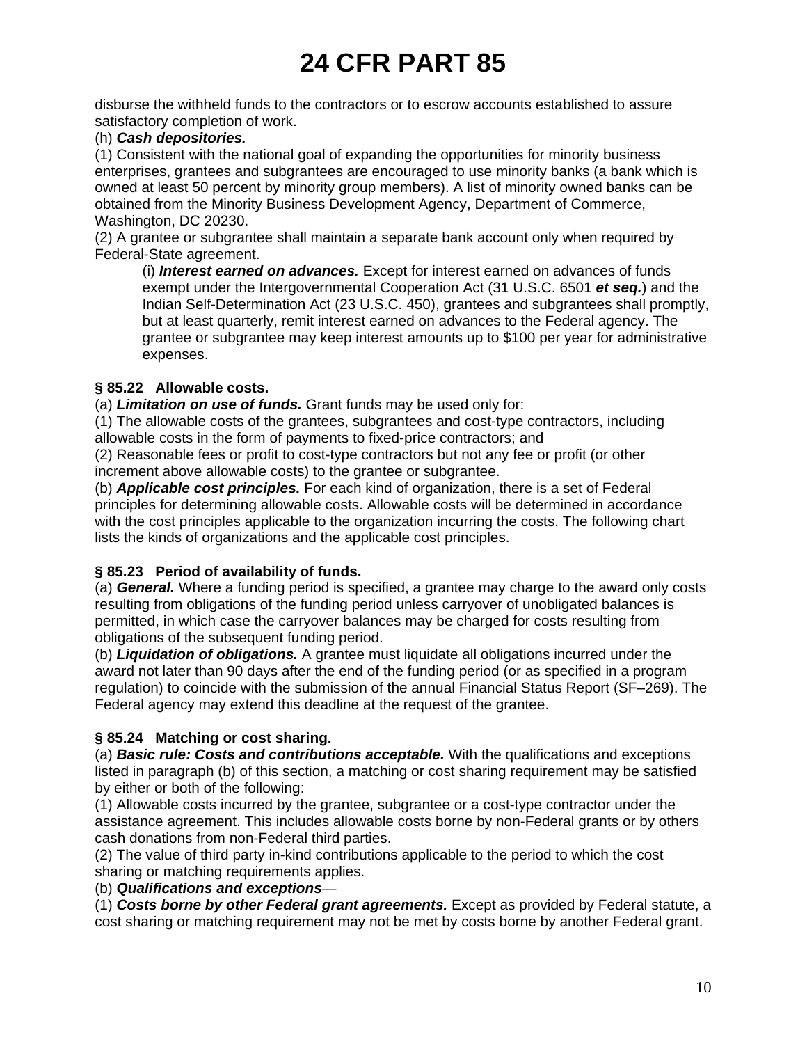disburse the withheld funds to the contractors or to escrow accounts established to assure satisfactory completion of work.

(h) ***Cash depositories.***

(1) Consistent with the national goal of expanding the opportunities for minority business enterprises, grantees and subgrantees are encouraged to use minority banks (a bank which is owned at least 50 percent by minority group members). A list of minority owned banks can be obtained from the Minority Business Development Agency, Department of Commerce, Washington, DC 20230.

(2) A grantee or subgrantee shall maintain a separate bank account only when required by Federal-State agreement.

> (i) ***Interest earned on advances.*** Except for interest earned on advances of funds exempt under the Intergovernmental Cooperation Act (31 U.S.C. 6501 ***et seq.***) and the Indian Self-Determination Act (23 U.S.C. 450), grantees and subgrantees shall promptly, but at least quarterly, remit interest earned on advances to the Federal agency. The grantee or subgrantee may keep interest amounts up to $100 per year for administrative expenses.

**§ 85.22 Allowable costs.**

(a) ***Limitation on use of funds.*** Grant funds may be used only for:

(1) The allowable costs of the grantees, subgrantees and cost-type contractors, including allowable costs in the form of payments to fixed-price contractors; and

(2) Reasonable fees or profit to cost-type contractors but not any fee or profit (or other increment above allowable costs) to the grantee or subgrantee.

(b) ***Applicable cost principles.*** For each kind of organization, there is a set of Federal principles for determining allowable costs. Allowable costs will be determined in accordance with the cost principles applicable to the organization incurring the costs. The following chart lists the kinds of organizations and the applicable cost principles.

**§ 85.23 Period of availability of funds.**

(a) ***General.*** Where a funding period is specified, a grantee may charge to the award only costs resulting from obligations of the funding period unless carryover of unobligated balances is permitted, in which case the carryover balances may be charged for costs resulting from obligations of the subsequent funding period.

(b) ***Liquidation of obligations.*** A grantee must liquidate all obligations incurred under the award not later than 90 days after the end of the funding period (or as specified in a program regulation) to coincide with the submission of the annual Financial Status Report (SF–269). The Federal agency may extend this deadline at the request of the grantee.

**§ 85.24 Matching or cost sharing.**

(a) ***Basic rule: Costs and contributions acceptable.*** With the qualifications and exceptions listed in paragraph (b) of this section, a matching or cost sharing requirement may be satisfied by either or both of the following:

(1) Allowable costs incurred by the grantee, subgrantee or a cost-type contractor under the assistance agreement. This includes allowable costs borne by non-Federal grants or by others cash donations from non-Federal third parties.

(2) The value of third party in-kind contributions applicable to the period to which the cost sharing or matching requirements applies.

(b) ***Qualifications and exceptions***—

(1) ***Costs borne by other Federal grant agreements.*** Except as provided by Federal statute, a cost sharing or matching requirement may not be met by costs borne by another Federal grant.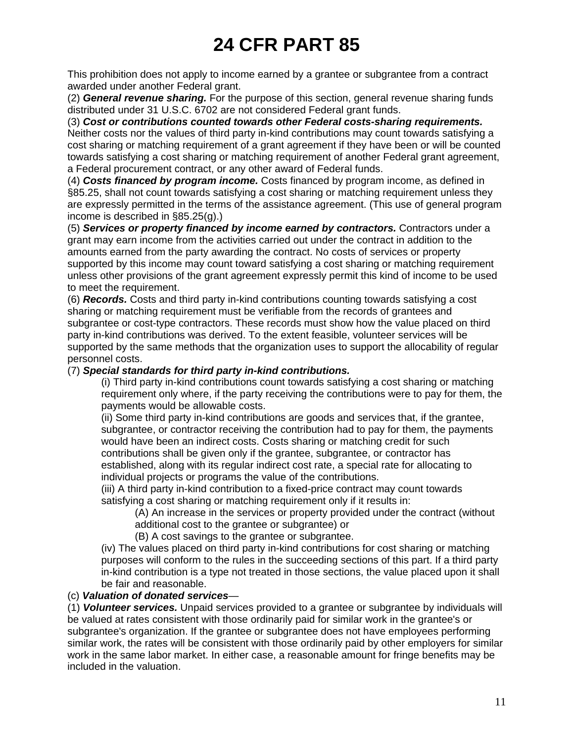# 24 CFR PART 85

This prohibition does not apply to income earned by a grantee or subgrantee from a contract awarded under another Federal grant.

(2) ***General revenue sharing.*** For the purpose of this section, general revenue sharing funds distributed under 31 U.S.C. 6702 are not considered Federal grant funds.

(3) ***Cost or contributions counted towards other Federal costs-sharing requirements.*** Neither costs nor the values of third party in-kind contributions may count towards satisfying a cost sharing or matching requirement of a grant agreement if they have been or will be counted towards satisfying a cost sharing or matching requirement of another Federal grant agreement, a Federal procurement contract, or any other award of Federal funds.

(4) ***Costs financed by program income.*** Costs financed by program income, as defined in §85.25, shall not count towards satisfying a cost sharing or matching requirement unless they are expressly permitted in the terms of the assistance agreement. (This use of general program income is described in §85.25(g).)

(5) ***Services or property financed by income earned by contractors.*** Contractors under a grant may earn income from the activities carried out under the contract in addition to the amounts earned from the party awarding the contract. No costs of services or property supported by this income may count toward satisfying a cost sharing or matching requirement unless other provisions of the grant agreement expressly permit this kind of income to be used to meet the requirement.

(6) ***Records.*** Costs and third party in-kind contributions counting towards satisfying a cost sharing or matching requirement must be verifiable from the records of grantees and subgrantee or cost-type contractors. These records must show how the value placed on third party in-kind contributions was derived. To the extent feasible, volunteer services will be supported by the same methods that the organization uses to support the allocability of regular personnel costs.

(7) ***Special standards for third party in-kind contributions.***

> (i) Third party in-kind contributions count towards satisfying a cost sharing or matching requirement only where, if the party receiving the contributions were to pay for them, the payments would be allowable costs.
>
> (ii) Some third party in-kind contributions are goods and services that, if the grantee, subgrantee, or contractor receiving the contribution had to pay for them, the payments would have been an indirect costs. Costs sharing or matching credit for such contributions shall be given only if the grantee, subgrantee, or contractor has established, along with its regular indirect cost rate, a special rate for allocating to individual projects or programs the value of the contributions.
>
> (iii) A third party in-kind contribution to a fixed-price contract may count towards satisfying a cost sharing or matching requirement only if it results in:
>
> > (A) An increase in the services or property provided under the contract (without additional cost to the grantee or subgrantee) or
> >
> > (B) A cost savings to the grantee or subgrantee.
>
> (iv) The values placed on third party in-kind contributions for cost sharing or matching purposes will conform to the rules in the succeeding sections of this part. If a third party in-kind contribution is a type not treated in those sections, the value placed upon it shall be fair and reasonable.

(c) ***Valuation of donated services***—

(1) ***Volunteer services.*** Unpaid services provided to a grantee or subgrantee by individuals will be valued at rates consistent with those ordinarily paid for similar work in the grantee's or subgrantee's organization. If the grantee or subgrantee does not have employees performing similar work, the rates will be consistent with those ordinarily paid by other employers for similar work in the same labor market. In either case, a reasonable amount for fringe benefits may be included in the valuation.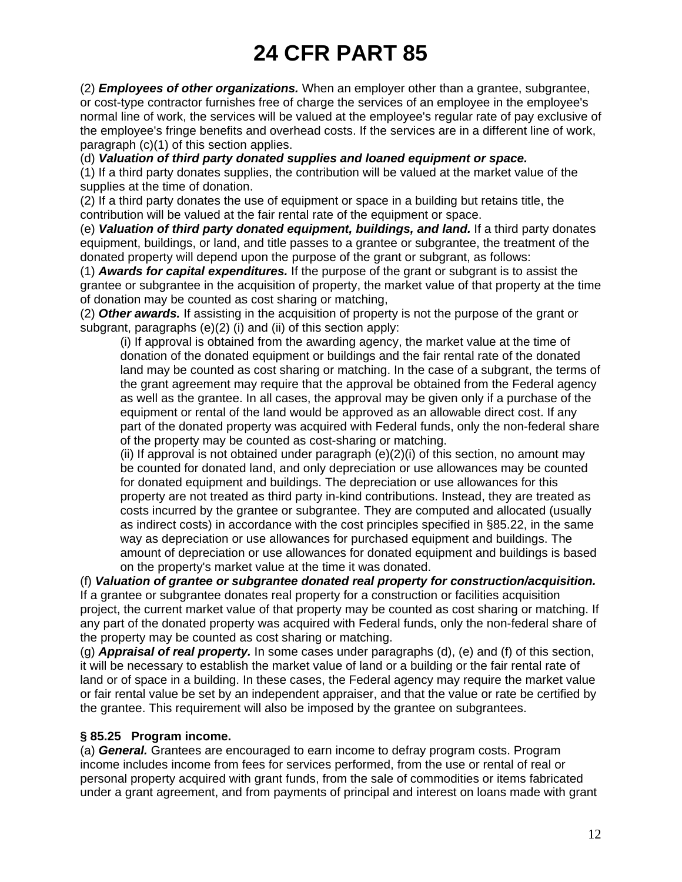(2) ***Employees of other organizations.*** When an employer other than a grantee, subgrantee, or cost-type contractor furnishes free of charge the services of an employee in the employee's normal line of work, the services will be valued at the employee's regular rate of pay exclusive of the employee's fringe benefits and overhead costs. If the services are in a different line of work, paragraph (c)(1) of this section applies.

(d) ***Valuation of third party donated supplies and loaned equipment or space.***

(1) If a third party donates supplies, the contribution will be valued at the market value of the supplies at the time of donation.

(2) If a third party donates the use of equipment or space in a building but retains title, the contribution will be valued at the fair rental rate of the equipment or space.

(e) ***Valuation of third party donated equipment, buildings, and land.*** If a third party donates equipment, buildings, or land, and title passes to a grantee or subgrantee, the treatment of the donated property will depend upon the purpose of the grant or subgrant, as follows:

(1) ***Awards for capital expenditures.*** If the purpose of the grant or subgrant is to assist the grantee or subgrantee in the acquisition of property, the market value of that property at the time of donation may be counted as cost sharing or matching,

(2) ***Other awards.*** If assisting in the acquisition of property is not the purpose of the grant or subgrant, paragraphs (e)(2) (i) and (ii) of this section apply:

> (i) If approval is obtained from the awarding agency, the market value at the time of donation of the donated equipment or buildings and the fair rental rate of the donated land may be counted as cost sharing or matching. In the case of a subgrant, the terms of the grant agreement may require that the approval be obtained from the Federal agency as well as the grantee. In all cases, the approval may be given only if a purchase of the equipment or rental of the land would be approved as an allowable direct cost. If any part of the donated property was acquired with Federal funds, only the non-federal share of the property may be counted as cost-sharing or matching.
>
> (ii) If approval is not obtained under paragraph (e)(2)(i) of this section, no amount may be counted for donated land, and only depreciation or use allowances may be counted for donated equipment and buildings. The depreciation or use allowances for this property are not treated as third party in-kind contributions. Instead, they are treated as costs incurred by the grantee or subgrantee. They are computed and allocated (usually as indirect costs) in accordance with the cost principles specified in §85.22, in the same way as depreciation or use allowances for purchased equipment and buildings. The amount of depreciation or use allowances for donated equipment and buildings is based on the property's market value at the time it was donated.

(f) ***Valuation of grantee or subgrantee donated real property for construction/acquisition.*** If a grantee or subgrantee donates real property for a construction or facilities acquisition project, the current market value of that property may be counted as cost sharing or matching. If any part of the donated property was acquired with Federal funds, only the non-federal share of the property may be counted as cost sharing or matching.

(g) ***Appraisal of real property.*** In some cases under paragraphs (d), (e) and (f) of this section, it will be necessary to establish the market value of land or a building or the fair rental rate of land or of space in a building. In these cases, the Federal agency may require the market value or fair rental value be set by an independent appraiser, and that the value or rate be certified by the grantee. This requirement will also be imposed by the grantee on subgrantees.

### § 85.25 Program income.

(a) ***General.*** Grantees are encouraged to earn income to defray program costs. Program income includes income from fees for services performed, from the use or rental of real or personal property acquired with grant funds, from the sale of commodities or items fabricated under a grant agreement, and from payments of principal and interest on loans made with grant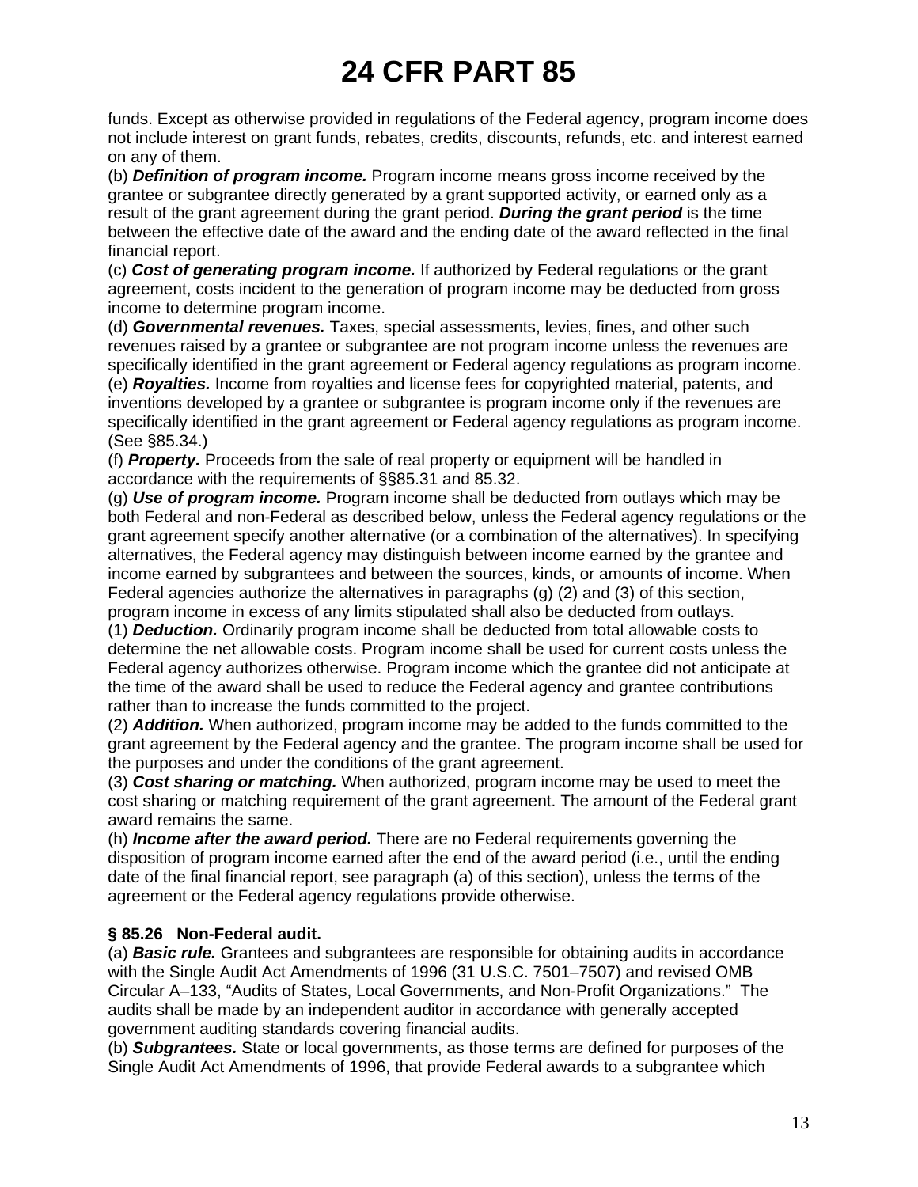funds. Except as otherwise provided in regulations of the Federal agency, program income does not include interest on grant funds, rebates, credits, discounts, refunds, etc. and interest earned on any of them.

(b) ***Definition of program income.*** Program income means gross income received by the grantee or subgrantee directly generated by a grant supported activity, or earned only as a result of the grant agreement during the grant period. ***During the grant period*** is the time between the effective date of the award and the ending date of the award reflected in the final financial report.

(c) ***Cost of generating program income.*** If authorized by Federal regulations or the grant agreement, costs incident to the generation of program income may be deducted from gross income to determine program income.

(d) ***Governmental revenues.*** Taxes, special assessments, levies, fines, and other such revenues raised by a grantee or subgrantee are not program income unless the revenues are specifically identified in the grant agreement or Federal agency regulations as program income.

(e) ***Royalties.*** Income from royalties and license fees for copyrighted material, patents, and inventions developed by a grantee or subgrantee is program income only if the revenues are specifically identified in the grant agreement or Federal agency regulations as program income. (See §85.34.)

(f) ***Property.*** Proceeds from the sale of real property or equipment will be handled in accordance with the requirements of §§85.31 and 85.32.

(g) ***Use of program income.*** Program income shall be deducted from outlays which may be both Federal and non-Federal as described below, unless the Federal agency regulations or the grant agreement specify another alternative (or a combination of the alternatives). In specifying alternatives, the Federal agency may distinguish between income earned by the grantee and income earned by subgrantees and between the sources, kinds, or amounts of income. When Federal agencies authorize the alternatives in paragraphs (g) (2) and (3) of this section, program income in excess of any limits stipulated shall also be deducted from outlays.

(1) ***Deduction.*** Ordinarily program income shall be deducted from total allowable costs to determine the net allowable costs. Program income shall be used for current costs unless the Federal agency authorizes otherwise. Program income which the grantee did not anticipate at the time of the award shall be used to reduce the Federal agency and grantee contributions rather than to increase the funds committed to the project.

(2) ***Addition.*** When authorized, program income may be added to the funds committed to the grant agreement by the Federal agency and the grantee. The program income shall be used for the purposes and under the conditions of the grant agreement.

(3) ***Cost sharing or matching.*** When authorized, program income may be used to meet the cost sharing or matching requirement of the grant agreement. The amount of the Federal grant award remains the same.

(h) ***Income after the award period.*** There are no Federal requirements governing the disposition of program income earned after the end of the award period (i.e., until the ending date of the final financial report, see paragraph (a) of this section), unless the terms of the agreement or the Federal agency regulations provide otherwise.

**§ 85.26 Non-Federal audit.**

(a) ***Basic rule.*** Grantees and subgrantees are responsible for obtaining audits in accordance with the Single Audit Act Amendments of 1996 (31 U.S.C. 7501–7507) and revised OMB Circular A–133, "Audits of States, Local Governments, and Non-Profit Organizations." The audits shall be made by an independent auditor in accordance with generally accepted government auditing standards covering financial audits.

(b) ***Subgrantees.*** State or local governments, as those terms are defined for purposes of the Single Audit Act Amendments of 1996, that provide Federal awards to a subgrantee which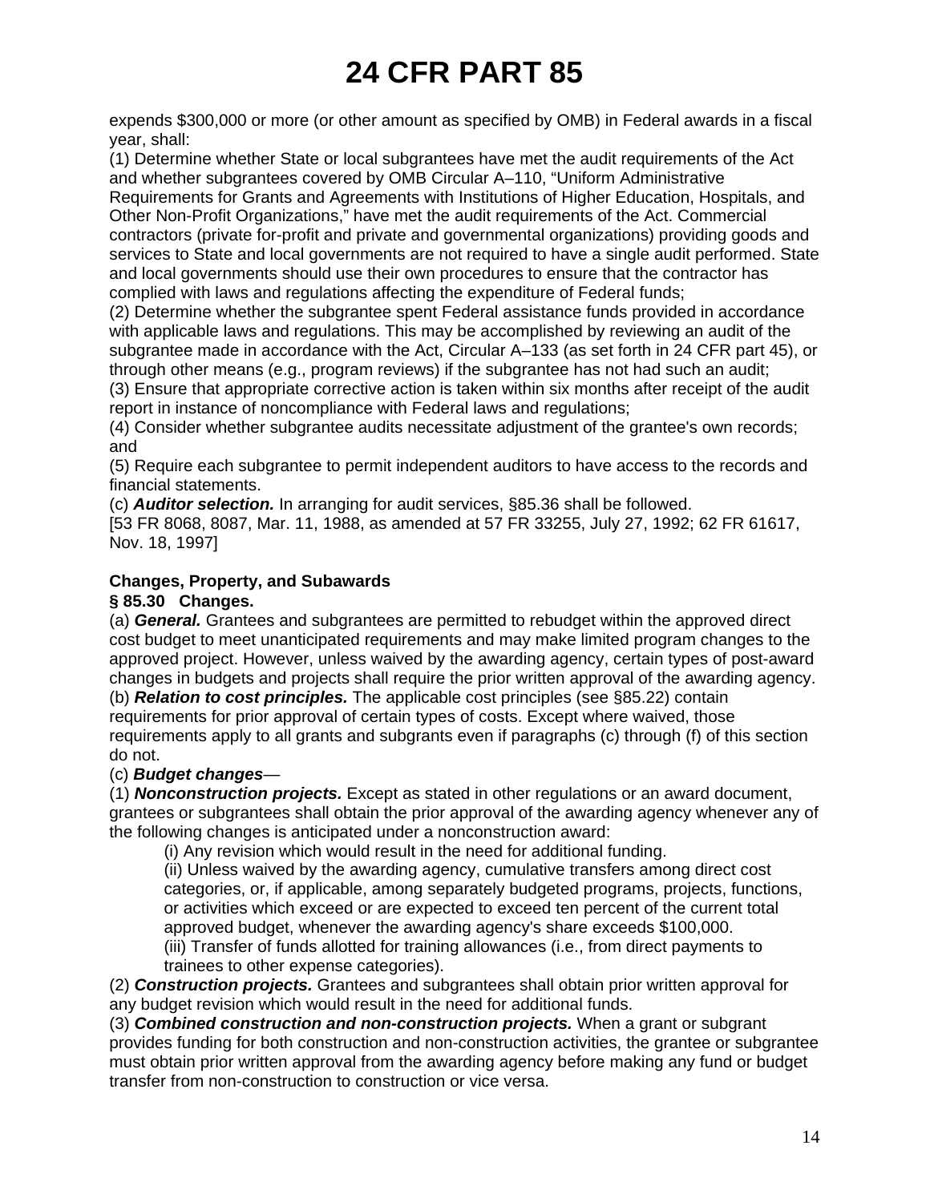expends $300,000 or more (or other amount as specified by OMB) in Federal awards in a fiscal year, shall:

(1) Determine whether State or local subgrantees have met the audit requirements of the Act and whether subgrantees covered by OMB Circular A–110, “Uniform Administrative Requirements for Grants and Agreements with Institutions of Higher Education, Hospitals, and Other Non-Profit Organizations,” have met the audit requirements of the Act. Commercial contractors (private for-profit and private and governmental organizations) providing goods and services to State and local governments are not required to have a single audit performed. State and local governments should use their own procedures to ensure that the contractor has complied with laws and regulations affecting the expenditure of Federal funds;

(2) Determine whether the subgrantee spent Federal assistance funds provided in accordance with applicable laws and regulations. This may be accomplished by reviewing an audit of the subgrantee made in accordance with the Act, Circular A–133 (as set forth in 24 CFR part 45), or through other means (e.g., program reviews) if the subgrantee has not had such an audit;

(3) Ensure that appropriate corrective action is taken within six months after receipt of the audit report in instance of noncompliance with Federal laws and regulations;

(4) Consider whether subgrantee audits necessitate adjustment of the grantee's own records; and

(5) Require each subgrantee to permit independent auditors to have access to the records and financial statements.

(c) ***Auditor selection.*** In arranging for audit services, §85.36 shall be followed.

[53 FR 8068, 8087, Mar. 11, 1988, as amended at 57 FR 33255, July 27, 1992; 62 FR 61617, Nov. 18, 1997]

**Changes, Property, and Subawards**

**§ 85.30 Changes.**

(a) ***General.*** Grantees and subgrantees are permitted to rebudget within the approved direct cost budget to meet unanticipated requirements and may make limited program changes to the approved project. However, unless waived by the awarding agency, certain types of post-award changes in budgets and projects shall require the prior written approval of the awarding agency.

(b) ***Relation to cost principles.*** The applicable cost principles (see §85.22) contain requirements for prior approval of certain types of costs. Except where waived, those requirements apply to all grants and subgrants even if paragraphs (c) through (f) of this section do not.

(c) ***Budget changes***—

(1) ***Nonconstruction projects.*** Except as stated in other regulations or an award document, grantees or subgrantees shall obtain the prior approval of the awarding agency whenever any of the following changes is anticipated under a nonconstruction award:

(i) Any revision which would result in the need for additional funding.

(ii) Unless waived by the awarding agency, cumulative transfers among direct cost categories, or, if applicable, among separately budgeted programs, projects, functions, or activities which exceed or are expected to exceed ten percent of the current total approved budget, whenever the awarding agency's share exceeds $100,000.

(iii) Transfer of funds allotted for training allowances (i.e., from direct payments to trainees to other expense categories).

(2) ***Construction projects.*** Grantees and subgrantees shall obtain prior written approval for any budget revision which would result in the need for additional funds.

(3) ***Combined construction and non-construction projects.*** When a grant or subgrant provides funding for both construction and non-construction activities, the grantee or subgrantee must obtain prior written approval from the awarding agency before making any fund or budget transfer from non-construction to construction or vice versa.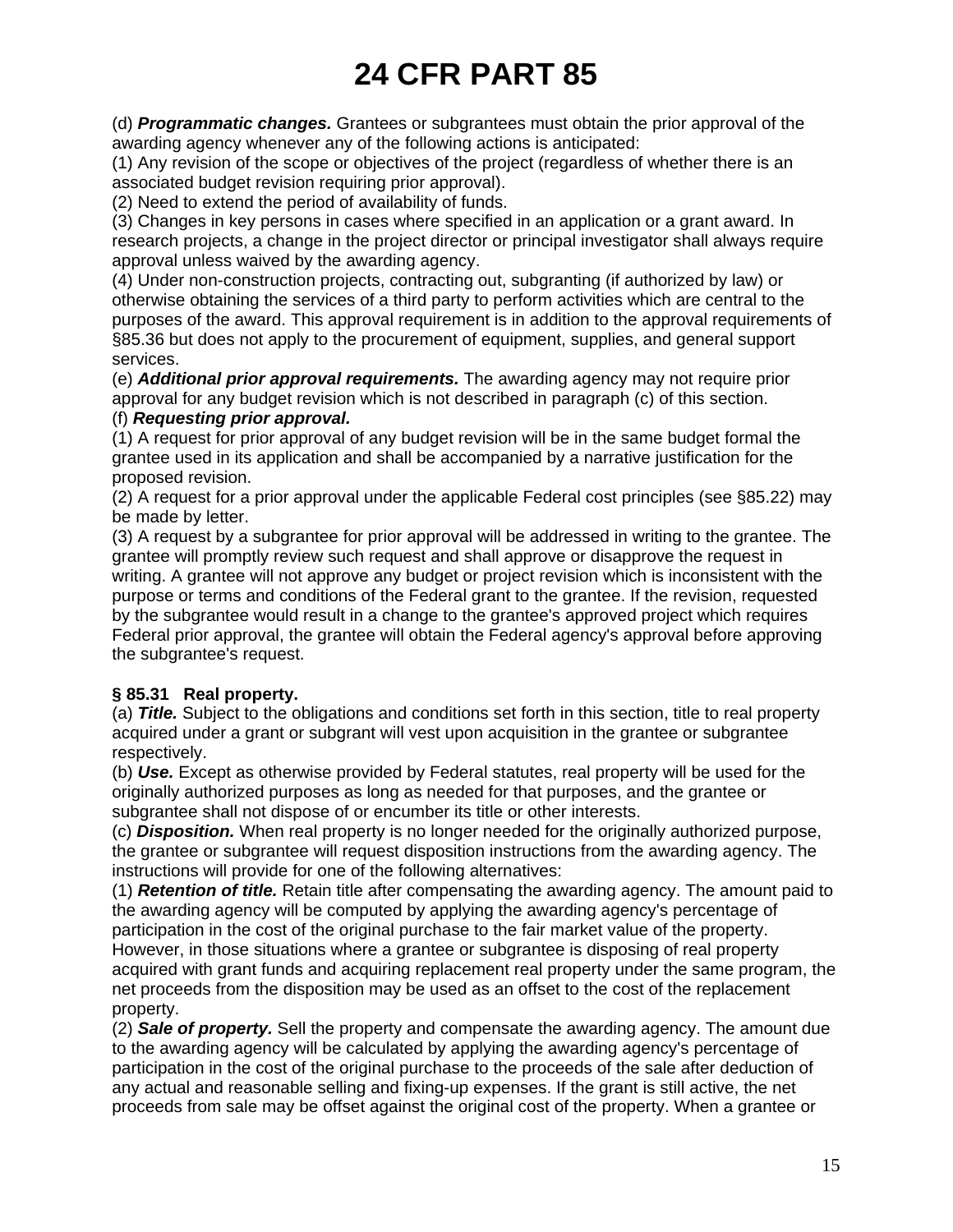(d) ***Programmatic changes.*** Grantees or subgrantees must obtain the prior approval of the awarding agency whenever any of the following actions is anticipated:
(1) Any revision of the scope or objectives of the project (regardless of whether there is an associated budget revision requiring prior approval).
(2) Need to extend the period of availability of funds.
(3) Changes in key persons in cases where specified in an application or a grant award. In research projects, a change in the project director or principal investigator shall always require approval unless waived by the awarding agency.
(4) Under non-construction projects, contracting out, subgranting (if authorized by law) or otherwise obtaining the services of a third party to perform activities which are central to the purposes of the award. This approval requirement is in addition to the approval requirements of §85.36 but does not apply to the procurement of equipment, supplies, and general support services.
(e) ***Additional prior approval requirements.*** The awarding agency may not require prior approval for any budget revision which is not described in paragraph (c) of this section.
(f) ***Requesting prior approval.***
(1) A request for prior approval of any budget revision will be in the same budget formal the grantee used in its application and shall be accompanied by a narrative justification for the proposed revision.
(2) A request for a prior approval under the applicable Federal cost principles (see §85.22) may be made by letter.
(3) A request by a subgrantee for prior approval will be addressed in writing to the grantee. The grantee will promptly review such request and shall approve or disapprove the request in writing. A grantee will not approve any budget or project revision which is inconsistent with the purpose or terms and conditions of the Federal grant to the grantee. If the revision, requested by the subgrantee would result in a change to the grantee's approved project which requires Federal prior approval, the grantee will obtain the Federal agency's approval before approving the subgrantee's request.

**§ 85.31 Real property.**
(a) ***Title.*** Subject to the obligations and conditions set forth in this section, title to real property acquired under a grant or subgrant will vest upon acquisition in the grantee or subgrantee respectively.
(b) ***Use.*** Except as otherwise provided by Federal statutes, real property will be used for the originally authorized purposes as long as needed for that purposes, and the grantee or subgrantee shall not dispose of or encumber its title or other interests.
(c) ***Disposition.*** When real property is no longer needed for the originally authorized purpose, the grantee or subgrantee will request disposition instructions from the awarding agency. The instructions will provide for one of the following alternatives:
(1) ***Retention of title.*** Retain title after compensating the awarding agency. The amount paid to the awarding agency will be computed by applying the awarding agency's percentage of participation in the cost of the original purchase to the fair market value of the property. However, in those situations where a grantee or subgrantee is disposing of real property acquired with grant funds and acquiring replacement real property under the same program, the net proceeds from the disposition may be used as an offset to the cost of the replacement property.
(2) ***Sale of property.*** Sell the property and compensate the awarding agency. The amount due to the awarding agency will be calculated by applying the awarding agency's percentage of participation in the cost of the original purchase to the proceeds of the sale after deduction of any actual and reasonable selling and fixing-up expenses. If the grant is still active, the net proceeds from sale may be offset against the original cost of the property. When a grantee or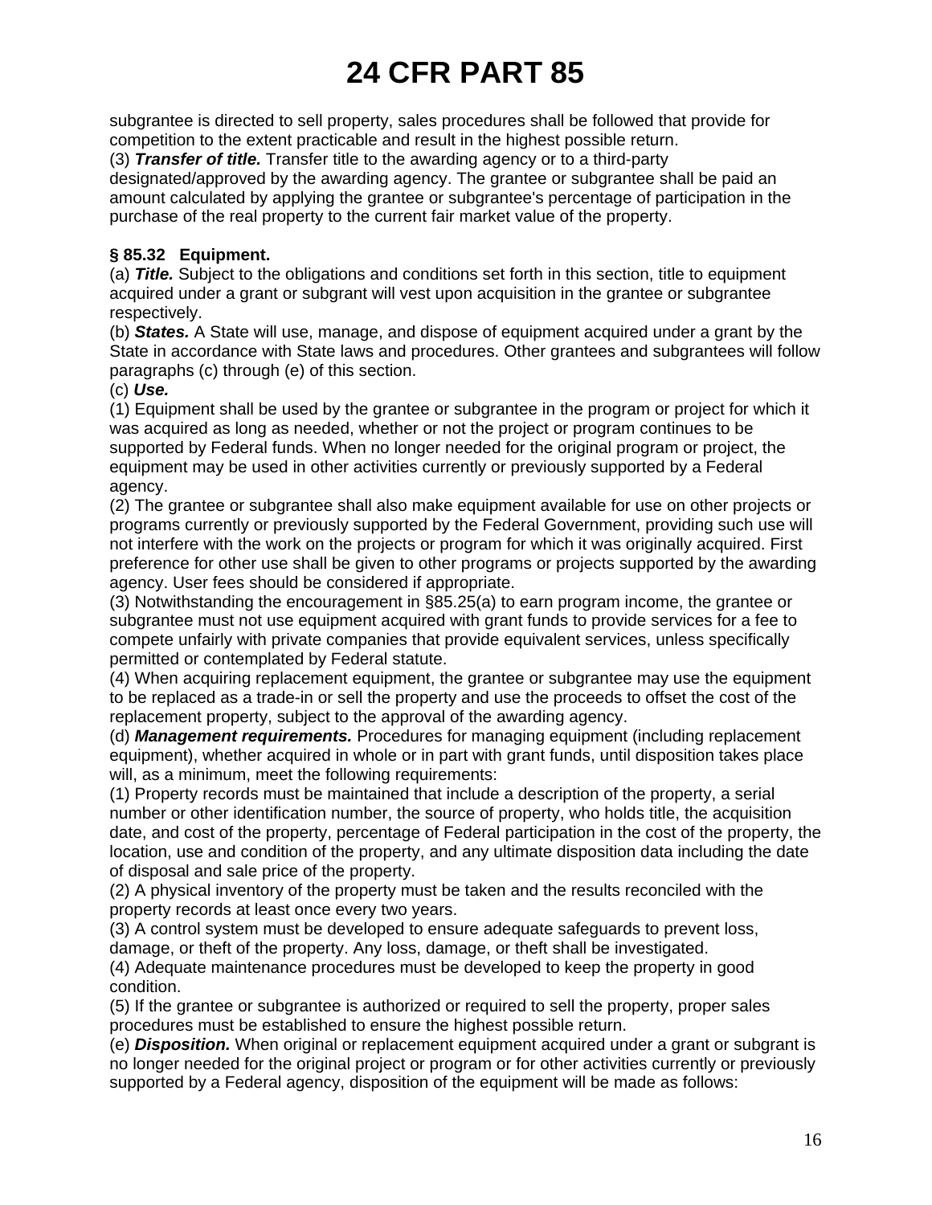subgrantee is directed to sell property, sales procedures shall be followed that provide for competition to the extent practicable and result in the highest possible return.

(3) ***Transfer of title.*** Transfer title to the awarding agency or to a third-party designated/approved by the awarding agency. The grantee or subgrantee shall be paid an amount calculated by applying the grantee or subgrantee's percentage of participation in the purchase of the real property to the current fair market value of the property.

**§ 85.32 Equipment.**

(a) ***Title.*** Subject to the obligations and conditions set forth in this section, title to equipment acquired under a grant or subgrant will vest upon acquisition in the grantee or subgrantee respectively.

(b) ***States.*** A State will use, manage, and dispose of equipment acquired under a grant by the State in accordance with State laws and procedures. Other grantees and subgrantees will follow paragraphs (c) through (e) of this section.

(c) ***Use.***

(1) Equipment shall be used by the grantee or subgrantee in the program or project for which it was acquired as long as needed, whether or not the project or program continues to be supported by Federal funds. When no longer needed for the original program or project, the equipment may be used in other activities currently or previously supported by a Federal agency.

(2) The grantee or subgrantee shall also make equipment available for use on other projects or programs currently or previously supported by the Federal Government, providing such use will not interfere with the work on the projects or program for which it was originally acquired. First preference for other use shall be given to other programs or projects supported by the awarding agency. User fees should be considered if appropriate.

(3) Notwithstanding the encouragement in §85.25(a) to earn program income, the grantee or subgrantee must not use equipment acquired with grant funds to provide services for a fee to compete unfairly with private companies that provide equivalent services, unless specifically permitted or contemplated by Federal statute.

(4) When acquiring replacement equipment, the grantee or subgrantee may use the equipment to be replaced as a trade-in or sell the property and use the proceeds to offset the cost of the replacement property, subject to the approval of the awarding agency.

(d) ***Management requirements.*** Procedures for managing equipment (including replacement equipment), whether acquired in whole or in part with grant funds, until disposition takes place will, as a minimum, meet the following requirements:

(1) Property records must be maintained that include a description of the property, a serial number or other identification number, the source of property, who holds title, the acquisition date, and cost of the property, percentage of Federal participation in the cost of the property, the location, use and condition of the property, and any ultimate disposition data including the date of disposal and sale price of the property.

(2) A physical inventory of the property must be taken and the results reconciled with the property records at least once every two years.

(3) A control system must be developed to ensure adequate safeguards to prevent loss, damage, or theft of the property. Any loss, damage, or theft shall be investigated.

(4) Adequate maintenance procedures must be developed to keep the property in good condition.

(5) If the grantee or subgrantee is authorized or required to sell the property, proper sales procedures must be established to ensure the highest possible return.

(e) ***Disposition.*** When original or replacement equipment acquired under a grant or subgrant is no longer needed for the original project or program or for other activities currently or previously supported by a Federal agency, disposition of the equipment will be made as follows: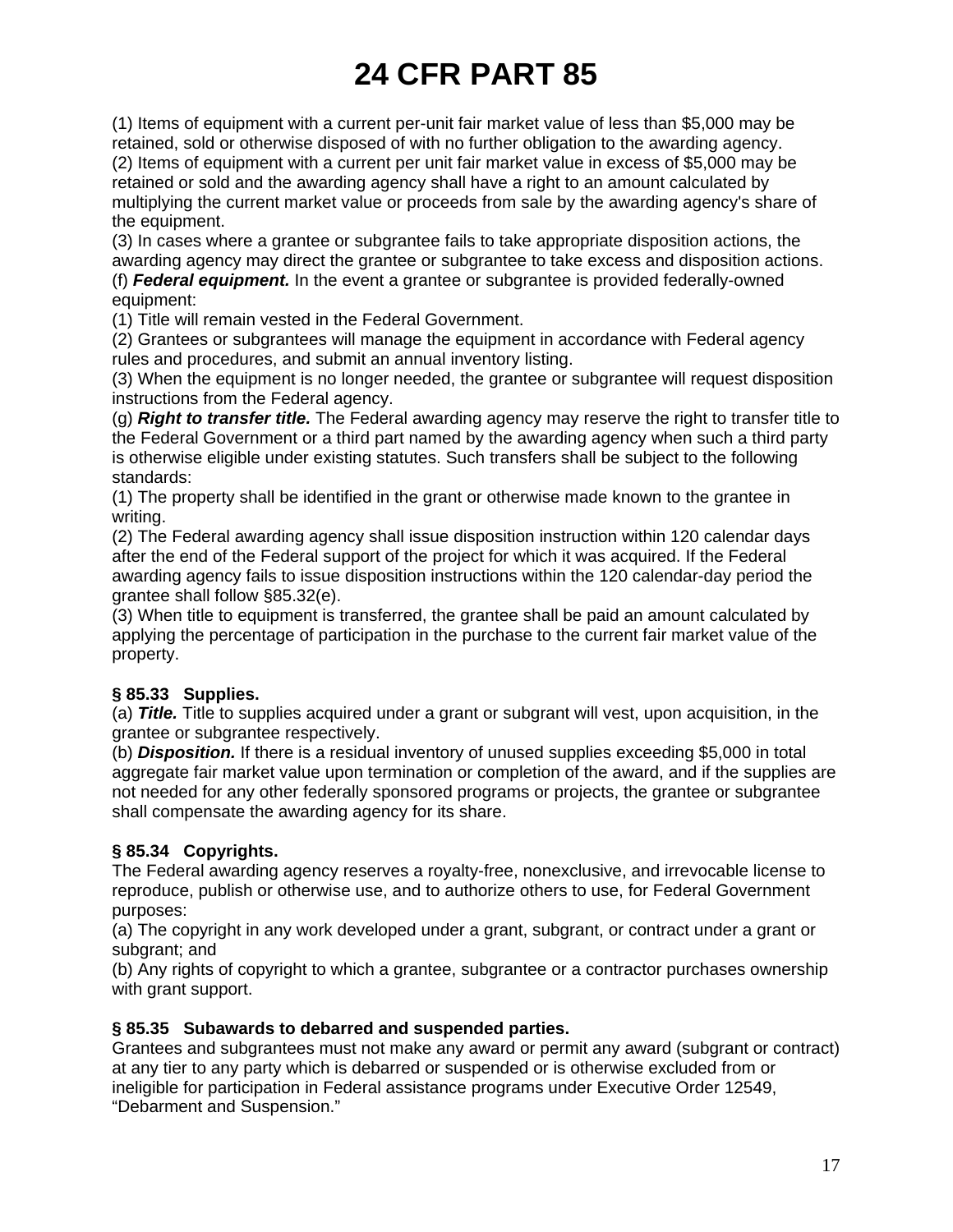# 24 CFR PART 85

(1) Items of equipment with a current per-unit fair market value of less than $5,000 may be retained, sold or otherwise disposed of with no further obligation to the awarding agency.
(2) Items of equipment with a current per unit fair market value in excess of $5,000 may be retained or sold and the awarding agency shall have a right to an amount calculated by multiplying the current market value or proceeds from sale by the awarding agency's share of the equipment.
(3) In cases where a grantee or subgrantee fails to take appropriate disposition actions, the awarding agency may direct the grantee or subgrantee to take excess and disposition actions.
(f) ***Federal equipment.*** In the event a grantee or subgrantee is provided federally-owned equipment:
(1) Title will remain vested in the Federal Government.
(2) Grantees or subgrantees will manage the equipment in accordance with Federal agency rules and procedures, and submit an annual inventory listing.
(3) When the equipment is no longer needed, the grantee or subgrantee will request disposition instructions from the Federal agency.
(g) ***Right to transfer title.*** The Federal awarding agency may reserve the right to transfer title to the Federal Government or a third part named by the awarding agency when such a third party is otherwise eligible under existing statutes. Such transfers shall be subject to the following standards:
(1) The property shall be identified in the grant or otherwise made known to the grantee in writing.
(2) The Federal awarding agency shall issue disposition instruction within 120 calendar days after the end of the Federal support of the project for which it was acquired. If the Federal awarding agency fails to issue disposition instructions within the 120 calendar-day period the grantee shall follow §85.32(e).
(3) When title to equipment is transferred, the grantee shall be paid an amount calculated by applying the percentage of participation in the purchase to the current fair market value of the property.

**§ 85.33 Supplies.**
(a) ***Title.*** Title to supplies acquired under a grant or subgrant will vest, upon acquisition, in the grantee or subgrantee respectively.
(b) ***Disposition.*** If there is a residual inventory of unused supplies exceeding $5,000 in total aggregate fair market value upon termination or completion of the award, and if the supplies are not needed for any other federally sponsored programs or projects, the grantee or subgrantee shall compensate the awarding agency for its share.

**§ 85.34 Copyrights.**
The Federal awarding agency reserves a royalty-free, nonexclusive, and irrevocable license to reproduce, publish or otherwise use, and to authorize others to use, for Federal Government purposes:
(a) The copyright in any work developed under a grant, subgrant, or contract under a grant or subgrant; and
(b) Any rights of copyright to which a grantee, subgrantee or a contractor purchases ownership with grant support.

**§ 85.35 Subawards to debarred and suspended parties.**
Grantees and subgrantees must not make any award or permit any award (subgrant or contract) at any tier to any party which is debarred or suspended or is otherwise excluded from or ineligible for participation in Federal assistance programs under Executive Order 12549, “Debarment and Suspension.”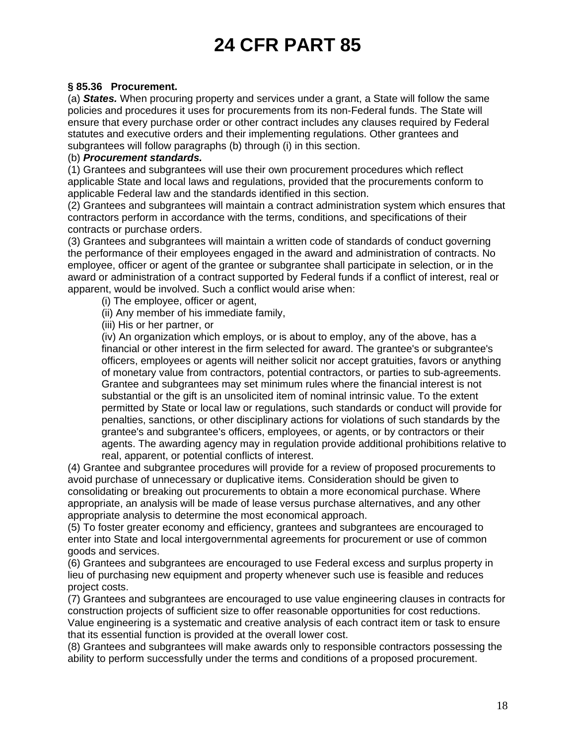# 24 CFR PART 85

**§ 85.36 Procurement.**

(a) ***States.*** When procuring property and services under a grant, a State will follow the same policies and procedures it uses for procurements from its non-Federal funds. The State will ensure that every purchase order or other contract includes any clauses required by Federal statutes and executive orders and their implementing regulations. Other grantees and subgrantees will follow paragraphs (b) through (i) in this section.

(b) ***Procurement standards.***

(1) Grantees and subgrantees will use their own procurement procedures which reflect applicable State and local laws and regulations, provided that the procurements conform to applicable Federal law and the standards identified in this section.

(2) Grantees and subgrantees will maintain a contract administration system which ensures that contractors perform in accordance with the terms, conditions, and specifications of their contracts or purchase orders.

(3) Grantees and subgrantees will maintain a written code of standards of conduct governing the performance of their employees engaged in the award and administration of contracts. No employee, officer or agent of the grantee or subgrantee shall participate in selection, or in the award or administration of a contract supported by Federal funds if a conflict of interest, real or apparent, would be involved. Such a conflict would arise when:

> (i) The employee, officer or agent,
>
> (ii) Any member of his immediate family,
>
> (iii) His or her partner, or
>
> (iv) An organization which employs, or is about to employ, any of the above, has a financial or other interest in the firm selected for award. The grantee's or subgrantee's officers, employees or agents will neither solicit nor accept gratuities, favors or anything of monetary value from contractors, potential contractors, or parties to sub-agreements. Grantee and subgrantees may set minimum rules where the financial interest is not substantial or the gift is an unsolicited item of nominal intrinsic value. To the extent permitted by State or local law or regulations, such standards or conduct will provide for penalties, sanctions, or other disciplinary actions for violations of such standards by the grantee's and subgrantee's officers, employees, or agents, or by contractors or their agents. The awarding agency may in regulation provide additional prohibitions relative to real, apparent, or potential conflicts of interest.

(4) Grantee and subgrantee procedures will provide for a review of proposed procurements to avoid purchase of unnecessary or duplicative items. Consideration should be given to consolidating or breaking out procurements to obtain a more economical purchase. Where appropriate, an analysis will be made of lease versus purchase alternatives, and any other appropriate analysis to determine the most economical approach.

(5) To foster greater economy and efficiency, grantees and subgrantees are encouraged to enter into State and local intergovernmental agreements for procurement or use of common goods and services.

(6) Grantees and subgrantees are encouraged to use Federal excess and surplus property in lieu of purchasing new equipment and property whenever such use is feasible and reduces project costs.

(7) Grantees and subgrantees are encouraged to use value engineering clauses in contracts for construction projects of sufficient size to offer reasonable opportunities for cost reductions. Value engineering is a systematic and creative analysis of each contract item or task to ensure that its essential function is provided at the overall lower cost.

(8) Grantees and subgrantees will make awards only to responsible contractors possessing the ability to perform successfully under the terms and conditions of a proposed procurement.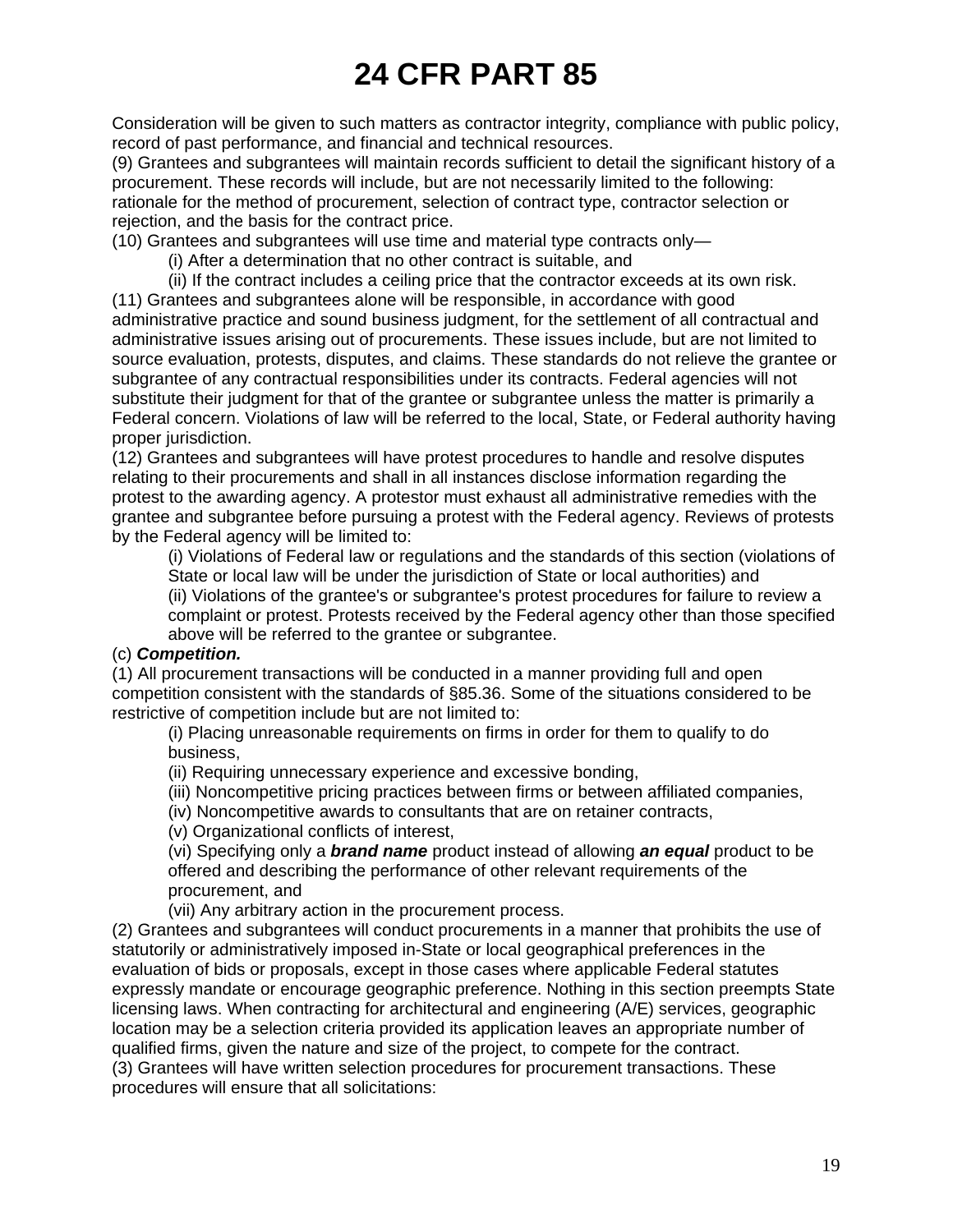# 24 CFR PART 85

Consideration will be given to such matters as contractor integrity, compliance with public policy, record of past performance, and financial and technical resources.

(9) Grantees and subgrantees will maintain records sufficient to detail the significant history of a procurement. These records will include, but are not necessarily limited to the following: rationale for the method of procurement, selection of contract type, contractor selection or rejection, and the basis for the contract price.

(10) Grantees and subgrantees will use time and material type contracts only—

(i) After a determination that no other contract is suitable, and

(ii) If the contract includes a ceiling price that the contractor exceeds at its own risk.

(11) Grantees and subgrantees alone will be responsible, in accordance with good administrative practice and sound business judgment, for the settlement of all contractual and administrative issues arising out of procurements. These issues include, but are not limited to source evaluation, protests, disputes, and claims. These standards do not relieve the grantee or subgrantee of any contractual responsibilities under its contracts. Federal agencies will not substitute their judgment for that of the grantee or subgrantee unless the matter is primarily a Federal concern. Violations of law will be referred to the local, State, or Federal authority having proper jurisdiction.

(12) Grantees and subgrantees will have protest procedures to handle and resolve disputes relating to their procurements and shall in all instances disclose information regarding the protest to the awarding agency. A protestor must exhaust all administrative remedies with the grantee and subgrantee before pursuing a protest with the Federal agency. Reviews of protests by the Federal agency will be limited to:

(i) Violations of Federal law or regulations and the standards of this section (violations of State or local law will be under the jurisdiction of State or local authorities) and

(ii) Violations of the grantee's or subgrantee's protest procedures for failure to review a complaint or protest. Protests received by the Federal agency other than those specified above will be referred to the grantee or subgrantee.

(c) ***Competition.***

(1) All procurement transactions will be conducted in a manner providing full and open competition consistent with the standards of §85.36. Some of the situations considered to be restrictive of competition include but are not limited to:

(i) Placing unreasonable requirements on firms in order for them to qualify to do business,

(ii) Requiring unnecessary experience and excessive bonding,

(iii) Noncompetitive pricing practices between firms or between affiliated companies,

(iv) Noncompetitive awards to consultants that are on retainer contracts,

(v) Organizational conflicts of interest,

(vi) Specifying only a ***brand name*** product instead of allowing ***an equal*** product to be offered and describing the performance of other relevant requirements of the procurement, and

(vii) Any arbitrary action in the procurement process.

(2) Grantees and subgrantees will conduct procurements in a manner that prohibits the use of statutorily or administratively imposed in-State or local geographical preferences in the evaluation of bids or proposals, except in those cases where applicable Federal statutes expressly mandate or encourage geographic preference. Nothing in this section preempts State licensing laws. When contracting for architectural and engineering (A/E) services, geographic location may be a selection criteria provided its application leaves an appropriate number of qualified firms, given the nature and size of the project, to compete for the contract.

(3) Grantees will have written selection procedures for procurement transactions. These procedures will ensure that all solicitations: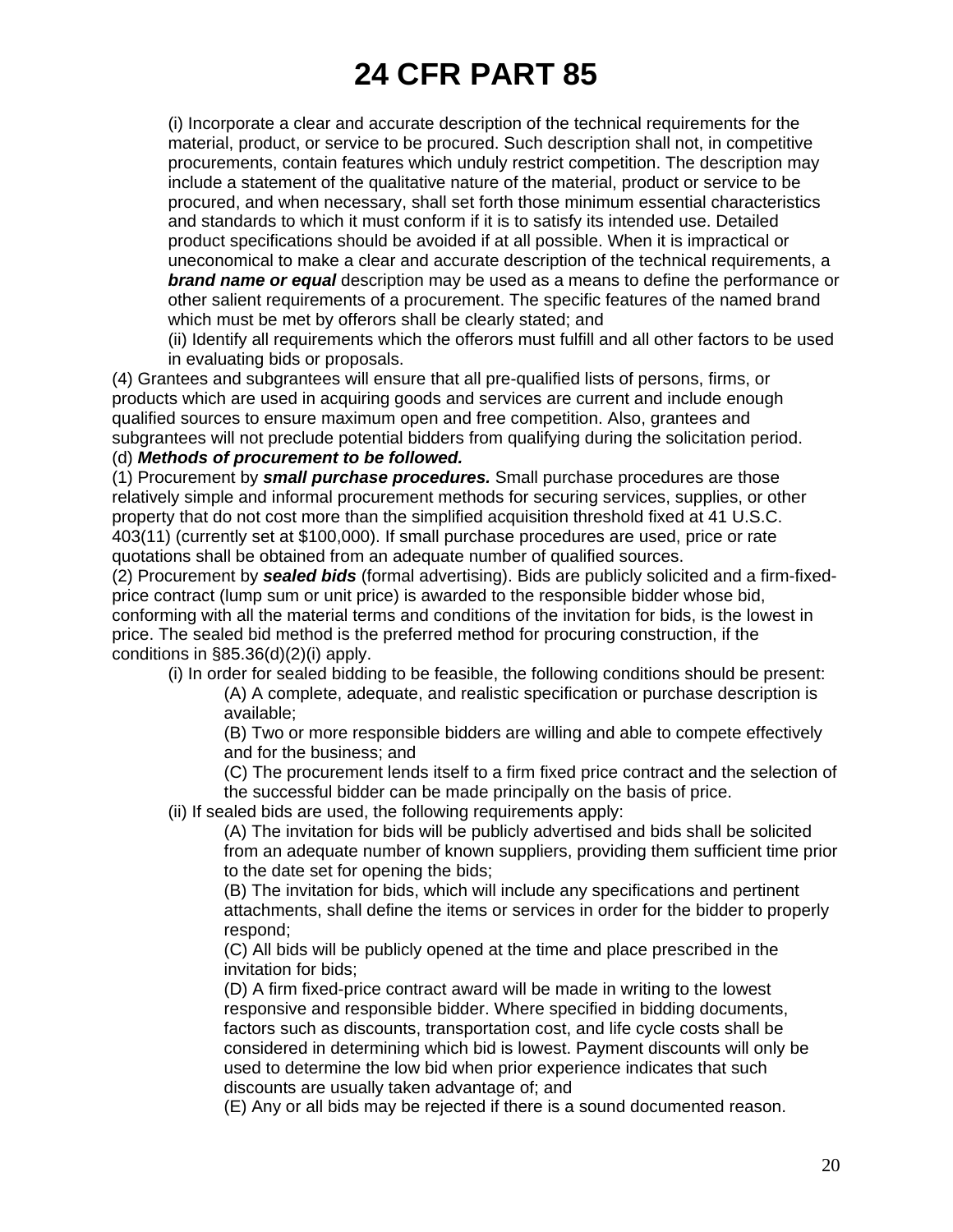# 24 CFR PART 85

(i) Incorporate a clear and accurate description of the technical requirements for the material, product, or service to be procured. Such description shall not, in competitive procurements, contain features which unduly restrict competition. The description may include a statement of the qualitative nature of the material, product or service to be procured, and when necessary, shall set forth those minimum essential characteristics and standards to which it must conform if it is to satisfy its intended use. Detailed product specifications should be avoided if at all possible. When it is impractical or uneconomical to make a clear and accurate description of the technical requirements, a ***brand name or equal*** description may be used as a means to define the performance or other salient requirements of a procurement. The specific features of the named brand which must be met by offerors shall be clearly stated; and

(ii) Identify all requirements which the offerors must fulfill and all other factors to be used in evaluating bids or proposals.

(4) Grantees and subgrantees will ensure that all pre-qualified lists of persons, firms, or products which are used in acquiring goods and services are current and include enough qualified sources to ensure maximum open and free competition. Also, grantees and subgrantees will not preclude potential bidders from qualifying during the solicitation period.

(d) ***Methods of procurement to be followed.***

(1) Procurement by ***small purchase procedures.*** Small purchase procedures are those relatively simple and informal procurement methods for securing services, supplies, or other property that do not cost more than the simplified acquisition threshold fixed at 41 U.S.C. 403(11) (currently set at $100,000). If small purchase procedures are used, price or rate quotations shall be obtained from an adequate number of qualified sources.

(2) Procurement by ***sealed bids*** (formal advertising). Bids are publicly solicited and a firm-fixed-price contract (lump sum or unit price) is awarded to the responsible bidder whose bid, conforming with all the material terms and conditions of the invitation for bids, is the lowest in price. The sealed bid method is the preferred method for procuring construction, if the conditions in §85.36(d)(2)(i) apply.

(i) In order for sealed bidding to be feasible, the following conditions should be present:

(A) A complete, adequate, and realistic specification or purchase description is available;

(B) Two or more responsible bidders are willing and able to compete effectively and for the business; and

(C) The procurement lends itself to a firm fixed price contract and the selection of the successful bidder can be made principally on the basis of price.

(ii) If sealed bids are used, the following requirements apply:

(A) The invitation for bids will be publicly advertised and bids shall be solicited from an adequate number of known suppliers, providing them sufficient time prior to the date set for opening the bids;

(B) The invitation for bids, which will include any specifications and pertinent attachments, shall define the items or services in order for the bidder to properly respond;

(C) All bids will be publicly opened at the time and place prescribed in the invitation for bids;

(D) A firm fixed-price contract award will be made in writing to the lowest responsive and responsible bidder. Where specified in bidding documents, factors such as discounts, transportation cost, and life cycle costs shall be considered in determining which bid is lowest. Payment discounts will only be used to determine the low bid when prior experience indicates that such discounts are usually taken advantage of; and

(E) Any or all bids may be rejected if there is a sound documented reason.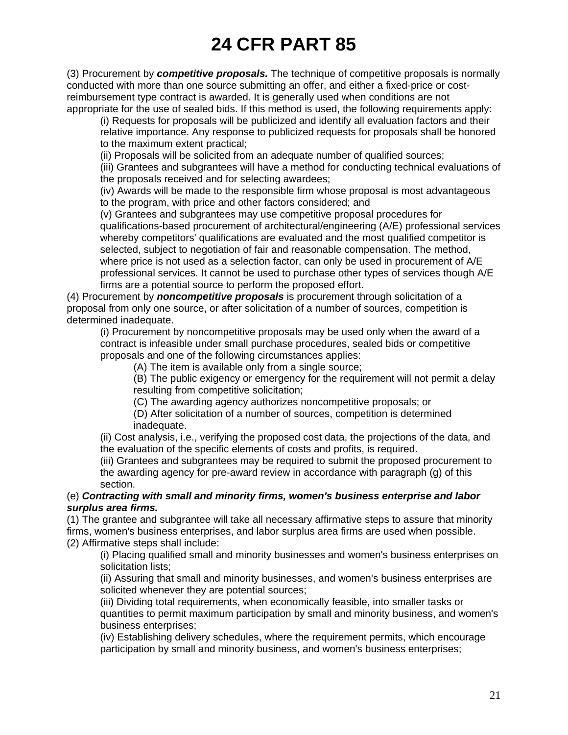# 24 CFR PART 85

(3) Procurement by ***competitive proposals.*** The technique of competitive proposals is normally conducted with more than one source submitting an offer, and either a fixed-price or cost-reimbursement type contract is awarded. It is generally used when conditions are not appropriate for the use of sealed bids. If this method is used, the following requirements apply:

> (i) Requests for proposals will be publicized and identify all evaluation factors and their relative importance. Any response to publicized requests for proposals shall be honored to the maximum extent practical;
>
> (ii) Proposals will be solicited from an adequate number of qualified sources;
>
> (iii) Grantees and subgrantees will have a method for conducting technical evaluations of the proposals received and for selecting awardees;
>
> (iv) Awards will be made to the responsible firm whose proposal is most advantageous to the program, with price and other factors considered; and
>
> (v) Grantees and subgrantees may use competitive proposal procedures for qualifications-based procurement of architectural/engineering (A/E) professional services whereby competitors' qualifications are evaluated and the most qualified competitor is selected, subject to negotiation of fair and reasonable compensation. The method, where price is not used as a selection factor, can only be used in procurement of A/E professional services. It cannot be used to purchase other types of services though A/E firms are a potential source to perform the proposed effort.

(4) Procurement by ***noncompetitive proposals*** is procurement through solicitation of a proposal from only one source, or after solicitation of a number of sources, competition is determined inadequate.

> (i) Procurement by noncompetitive proposals may be used only when the award of a contract is infeasible under small purchase procedures, sealed bids or competitive proposals and one of the following circumstances applies:
>
> > (A) The item is available only from a single source;
> >
> > (B) The public exigency or emergency for the requirement will not permit a delay resulting from competitive solicitation;
> >
> > (C) The awarding agency authorizes noncompetitive proposals; or
> >
> > (D) After solicitation of a number of sources, competition is determined inadequate.
>
> (ii) Cost analysis, i.e., verifying the proposed cost data, the projections of the data, and the evaluation of the specific elements of costs and profits, is required.
>
> (iii) Grantees and subgrantees may be required to submit the proposed procurement to the awarding agency for pre-award review in accordance with paragraph (g) of this section.

(e) ***Contracting with small and minority firms, women's business enterprise and labor surplus area firms.***

(1) The grantee and subgrantee will take all necessary affirmative steps to assure that minority firms, women's business enterprises, and labor surplus area firms are used when possible.

(2) Affirmative steps shall include:

> (i) Placing qualified small and minority businesses and women's business enterprises on solicitation lists;
>
> (ii) Assuring that small and minority businesses, and women's business enterprises are solicited whenever they are potential sources;
>
> (iii) Dividing total requirements, when economically feasible, into smaller tasks or quantities to permit maximum participation by small and minority business, and women's business enterprises;
>
> (iv) Establishing delivery schedules, where the requirement permits, which encourage participation by small and minority business, and women's business enterprises;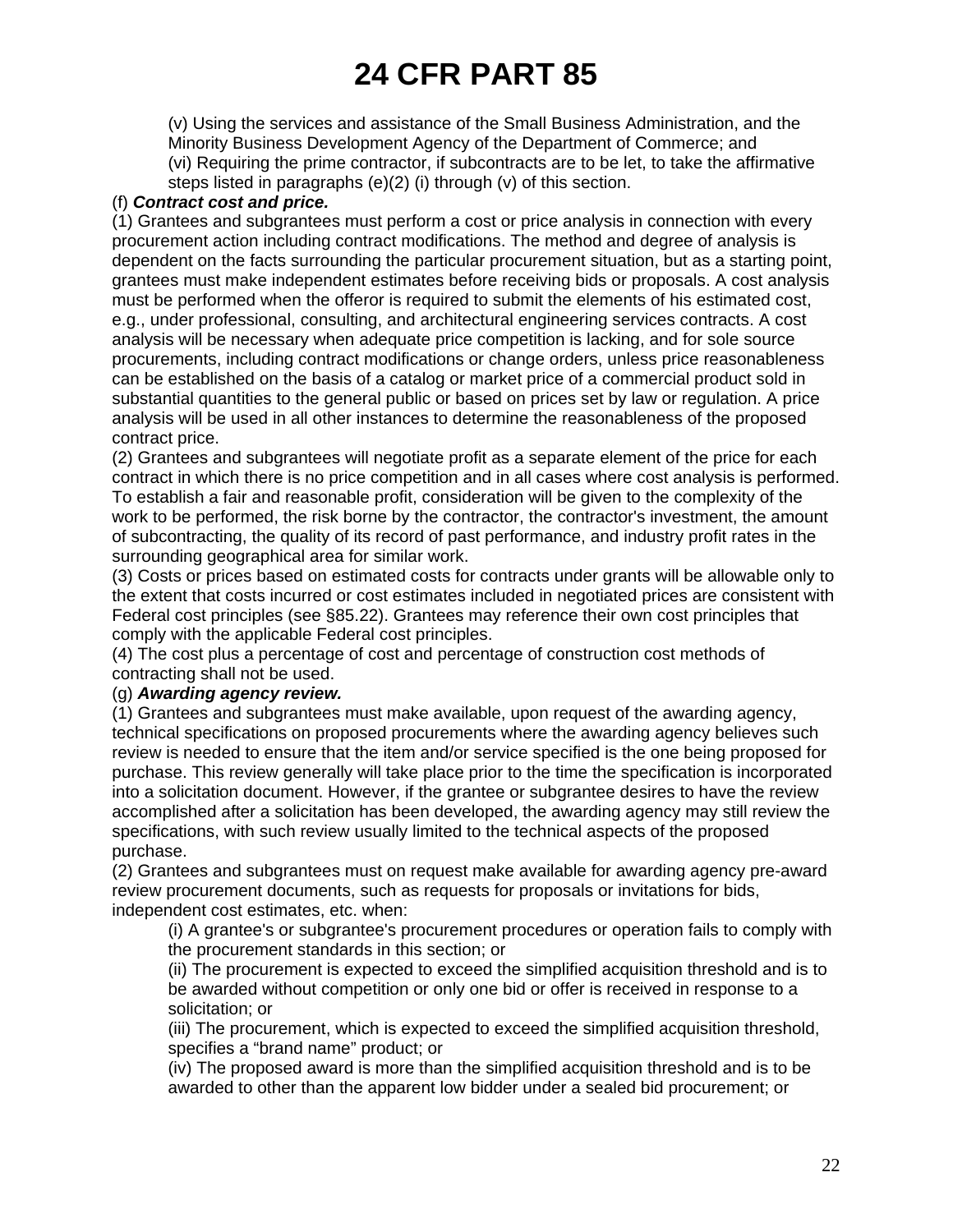(v) Using the services and assistance of the Small Business Administration, and the Minority Business Development Agency of the Department of Commerce; and

(vi) Requiring the prime contractor, if subcontracts are to be let, to take the affirmative steps listed in paragraphs (e)(2) (i) through (v) of this section.

(f) ***Contract cost and price.***

(1) Grantees and subgrantees must perform a cost or price analysis in connection with every procurement action including contract modifications. The method and degree of analysis is dependent on the facts surrounding the particular procurement situation, but as a starting point, grantees must make independent estimates before receiving bids or proposals. A cost analysis must be performed when the offeror is required to submit the elements of his estimated cost, e.g., under professional, consulting, and architectural engineering services contracts. A cost analysis will be necessary when adequate price competition is lacking, and for sole source procurements, including contract modifications or change orders, unless price reasonableness can be established on the basis of a catalog or market price of a commercial product sold in substantial quantities to the general public or based on prices set by law or regulation. A price analysis will be used in all other instances to determine the reasonableness of the proposed contract price.

(2) Grantees and subgrantees will negotiate profit as a separate element of the price for each contract in which there is no price competition and in all cases where cost analysis is performed. To establish a fair and reasonable profit, consideration will be given to the complexity of the work to be performed, the risk borne by the contractor, the contractor's investment, the amount of subcontracting, the quality of its record of past performance, and industry profit rates in the surrounding geographical area for similar work.

(3) Costs or prices based on estimated costs for contracts under grants will be allowable only to the extent that costs incurred or cost estimates included in negotiated prices are consistent with Federal cost principles (see §85.22). Grantees may reference their own cost principles that comply with the applicable Federal cost principles.

(4) The cost plus a percentage of cost and percentage of construction cost methods of contracting shall not be used.

(g) ***Awarding agency review.***

(1) Grantees and subgrantees must make available, upon request of the awarding agency, technical specifications on proposed procurements where the awarding agency believes such review is needed to ensure that the item and/or service specified is the one being proposed for purchase. This review generally will take place prior to the time the specification is incorporated into a solicitation document. However, if the grantee or subgrantee desires to have the review accomplished after a solicitation has been developed, the awarding agency may still review the specifications, with such review usually limited to the technical aspects of the proposed purchase.

(2) Grantees and subgrantees must on request make available for awarding agency pre-award review procurement documents, such as requests for proposals or invitations for bids, independent cost estimates, etc. when:

(i) A grantee's or subgrantee's procurement procedures or operation fails to comply with the procurement standards in this section; or

(ii) The procurement is expected to exceed the simplified acquisition threshold and is to be awarded without competition or only one bid or offer is received in response to a solicitation; or

(iii) The procurement, which is expected to exceed the simplified acquisition threshold, specifies a "brand name" product; or

(iv) The proposed award is more than the simplified acquisition threshold and is to be awarded to other than the apparent low bidder under a sealed bid procurement; or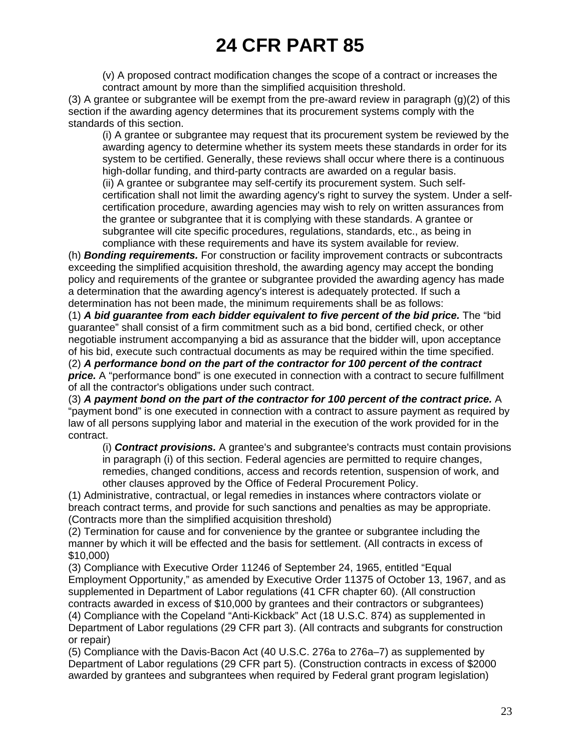# 24 CFR PART 85

(v) A proposed contract modification changes the scope of a contract or increases the contract amount by more than the simplified acquisition threshold.

(3) A grantee or subgrantee will be exempt from the pre-award review in paragraph (g)(2) of this section if the awarding agency determines that its procurement systems comply with the standards of this section.

(i) A grantee or subgrantee may request that its procurement system be reviewed by the awarding agency to determine whether its system meets these standards in order for its system to be certified. Generally, these reviews shall occur where there is a continuous high-dollar funding, and third-party contracts are awarded on a regular basis.

(ii) A grantee or subgrantee may self-certify its procurement system. Such self-certification shall not limit the awarding agency's right to survey the system. Under a self-certification procedure, awarding agencies may wish to rely on written assurances from the grantee or subgrantee that it is complying with these standards. A grantee or subgrantee will cite specific procedures, regulations, standards, etc., as being in compliance with these requirements and have its system available for review.

(h) ***Bonding requirements.*** For construction or facility improvement contracts or subcontracts exceeding the simplified acquisition threshold, the awarding agency may accept the bonding policy and requirements of the grantee or subgrantee provided the awarding agency has made a determination that the awarding agency's interest is adequately protected. If such a determination has not been made, the minimum requirements shall be as follows:

(1) ***A bid guarantee from each bidder equivalent to five percent of the bid price.*** The "bid guarantee" shall consist of a firm commitment such as a bid bond, certified check, or other negotiable instrument accompanying a bid as assurance that the bidder will, upon acceptance of his bid, execute such contractual documents as may be required within the time specified.

(2) ***A performance bond on the part of the contractor for 100 percent of the contract price.*** A "performance bond" is one executed in connection with a contract to secure fulfillment of all the contractor's obligations under such contract.

(3) ***A payment bond on the part of the contractor for 100 percent of the contract price.*** A "payment bond" is one executed in connection with a contract to assure payment as required by law of all persons supplying labor and material in the execution of the work provided for in the contract.

(i) ***Contract provisions.*** A grantee's and subgrantee's contracts must contain provisions in paragraph (i) of this section. Federal agencies are permitted to require changes, remedies, changed conditions, access and records retention, suspension of work, and other clauses approved by the Office of Federal Procurement Policy.

(1) Administrative, contractual, or legal remedies in instances where contractors violate or breach contract terms, and provide for such sanctions and penalties as may be appropriate. (Contracts more than the simplified acquisition threshold)

(2) Termination for cause and for convenience by the grantee or subgrantee including the manner by which it will be effected and the basis for settlement. (All contracts in excess of $10,000)

(3) Compliance with Executive Order 11246 of September 24, 1965, entitled "Equal Employment Opportunity," as amended by Executive Order 11375 of October 13, 1967, and as supplemented in Department of Labor regulations (41 CFR chapter 60). (All construction contracts awarded in excess of $10,000 by grantees and their contractors or subgrantees)

(4) Compliance with the Copeland "Anti-Kickback" Act (18 U.S.C. 874) as supplemented in Department of Labor regulations (29 CFR part 3). (All contracts and subgrants for construction or repair)

(5) Compliance with the Davis-Bacon Act (40 U.S.C. 276a to 276a–7) as supplemented by Department of Labor regulations (29 CFR part 5). (Construction contracts in excess of $2000 awarded by grantees and subgrantees when required by Federal grant program legislation)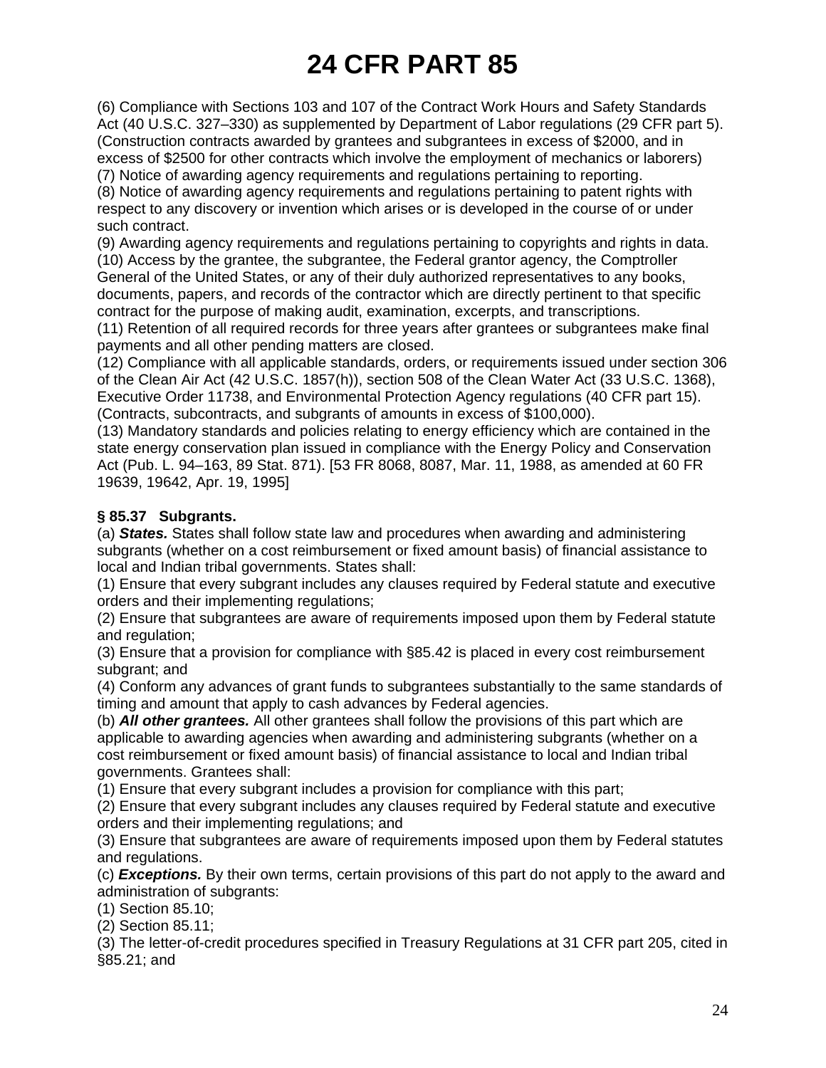# 24 CFR PART 85

(6) Compliance with Sections 103 and 107 of the Contract Work Hours and Safety Standards Act (40 U.S.C. 327–330) as supplemented by Department of Labor regulations (29 CFR part 5). (Construction contracts awarded by grantees and subgrantees in excess of $2000, and in excess of $2500 for other contracts which involve the employment of mechanics or laborers)

(7) Notice of awarding agency requirements and regulations pertaining to reporting.

(8) Notice of awarding agency requirements and regulations pertaining to patent rights with respect to any discovery or invention which arises or is developed in the course of or under such contract.

(9) Awarding agency requirements and regulations pertaining to copyrights and rights in data.

(10) Access by the grantee, the subgrantee, the Federal grantor agency, the Comptroller General of the United States, or any of their duly authorized representatives to any books, documents, papers, and records of the contractor which are directly pertinent to that specific contract for the purpose of making audit, examination, excerpts, and transcriptions.

(11) Retention of all required records for three years after grantees or subgrantees make final payments and all other pending matters are closed.

(12) Compliance with all applicable standards, orders, or requirements issued under section 306 of the Clean Air Act (42 U.S.C. 1857(h)), section 508 of the Clean Water Act (33 U.S.C. 1368), Executive Order 11738, and Environmental Protection Agency regulations (40 CFR part 15). (Contracts, subcontracts, and subgrants of amounts in excess of $100,000).

(13) Mandatory standards and policies relating to energy efficiency which are contained in the state energy conservation plan issued in compliance with the Energy Policy and Conservation Act (Pub. L. 94–163, 89 Stat. 871). [53 FR 8068, 8087, Mar. 11, 1988, as amended at 60 FR 19639, 19642, Apr. 19, 1995]

**§ 85.37 Subgrants.**

(a) ***States.*** States shall follow state law and procedures when awarding and administering subgrants (whether on a cost reimbursement or fixed amount basis) of financial assistance to local and Indian tribal governments. States shall:

(1) Ensure that every subgrant includes any clauses required by Federal statute and executive orders and their implementing regulations;

(2) Ensure that subgrantees are aware of requirements imposed upon them by Federal statute and regulation;

(3) Ensure that a provision for compliance with §85.42 is placed in every cost reimbursement subgrant; and

(4) Conform any advances of grant funds to subgrantees substantially to the same standards of timing and amount that apply to cash advances by Federal agencies.

(b) ***All other grantees.*** All other grantees shall follow the provisions of this part which are applicable to awarding agencies when awarding and administering subgrants (whether on a cost reimbursement or fixed amount basis) of financial assistance to local and Indian tribal governments. Grantees shall:

(1) Ensure that every subgrant includes a provision for compliance with this part;

(2) Ensure that every subgrant includes any clauses required by Federal statute and executive orders and their implementing regulations; and

(3) Ensure that subgrantees are aware of requirements imposed upon them by Federal statutes and regulations.

(c) ***Exceptions.*** By their own terms, certain provisions of this part do not apply to the award and administration of subgrants:

(1) Section 85.10;

(2) Section 85.11;

(3) The letter-of-credit procedures specified in Treasury Regulations at 31 CFR part 205, cited in §85.21; and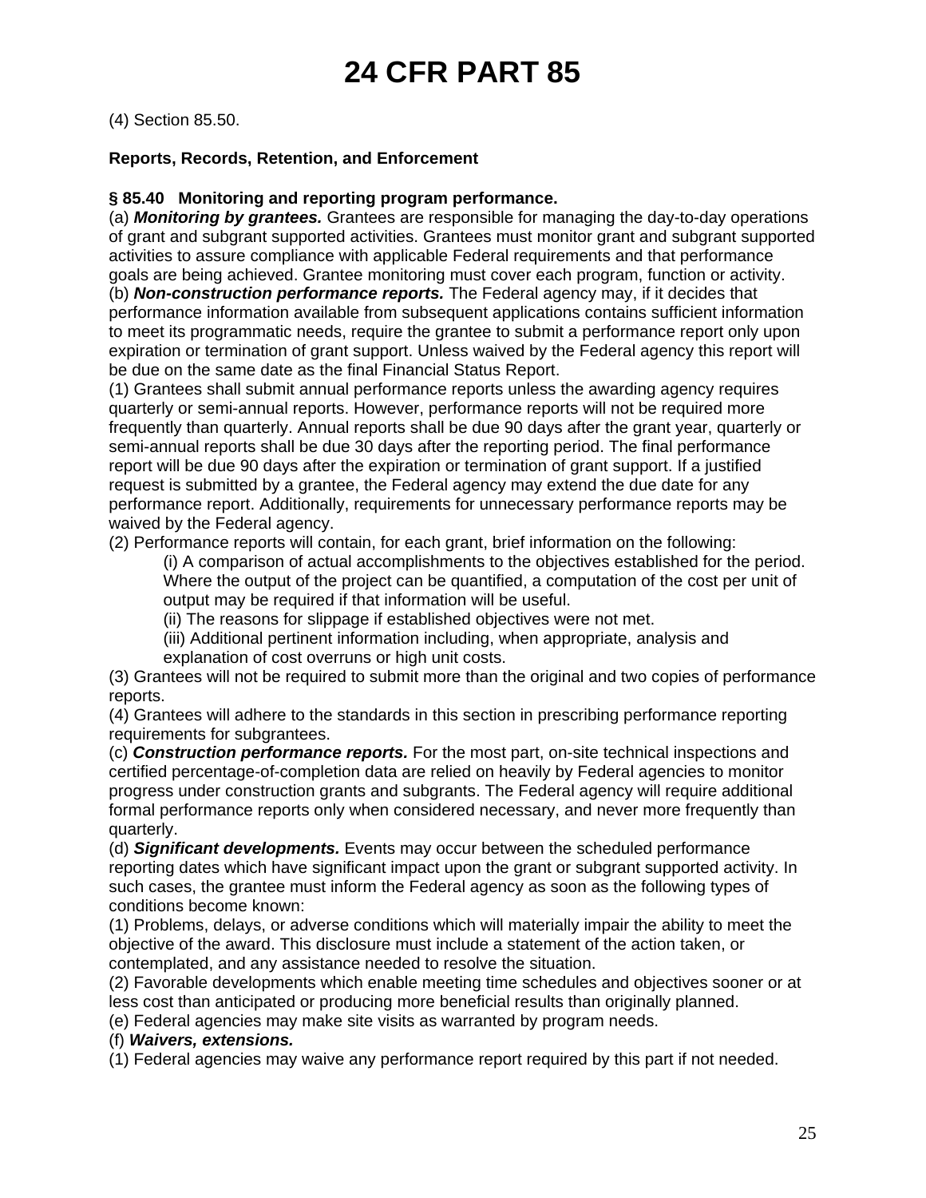(4) Section 85.50.

**Reports, Records, Retention, and Enforcement**

**§ 85.40 Monitoring and reporting program performance.**

(a) ***Monitoring by grantees.*** Grantees are responsible for managing the day-to-day operations of grant and subgrant supported activities. Grantees must monitor grant and subgrant supported activities to assure compliance with applicable Federal requirements and that performance goals are being achieved. Grantee monitoring must cover each program, function or activity.

(b) ***Non-construction performance reports.*** The Federal agency may, if it decides that performance information available from subsequent applications contains sufficient information to meet its programmatic needs, require the grantee to submit a performance report only upon expiration or termination of grant support. Unless waived by the Federal agency this report will be due on the same date as the final Financial Status Report.

(1) Grantees shall submit annual performance reports unless the awarding agency requires quarterly or semi-annual reports. However, performance reports will not be required more frequently than quarterly. Annual reports shall be due 90 days after the grant year, quarterly or semi-annual reports shall be due 30 days after the reporting period. The final performance report will be due 90 days after the expiration or termination of grant support. If a justified request is submitted by a grantee, the Federal agency may extend the due date for any performance report. Additionally, requirements for unnecessary performance reports may be waived by the Federal agency.

(2) Performance reports will contain, for each grant, brief information on the following:

- (i) A comparison of actual accomplishments to the objectives established for the period. Where the output of the project can be quantified, a computation of the cost per unit of output may be required if that information will be useful.
- (ii) The reasons for slippage if established objectives were not met.
- (iii) Additional pertinent information including, when appropriate, analysis and explanation of cost overruns or high unit costs.

(3) Grantees will not be required to submit more than the original and two copies of performance reports.

(4) Grantees will adhere to the standards in this section in prescribing performance reporting requirements for subgrantees.

(c) ***Construction performance reports.*** For the most part, on-site technical inspections and certified percentage-of-completion data are relied on heavily by Federal agencies to monitor progress under construction grants and subgrants. The Federal agency will require additional formal performance reports only when considered necessary, and never more frequently than quarterly.

(d) ***Significant developments.*** Events may occur between the scheduled performance reporting dates which have significant impact upon the grant or subgrant supported activity. In such cases, the grantee must inform the Federal agency as soon as the following types of conditions become known:

(1) Problems, delays, or adverse conditions which will materially impair the ability to meet the objective of the award. This disclosure must include a statement of the action taken, or contemplated, and any assistance needed to resolve the situation.

(2) Favorable developments which enable meeting time schedules and objectives sooner or at less cost than anticipated or producing more beneficial results than originally planned.

(e) Federal agencies may make site visits as warranted by program needs.

(f) ***Waivers, extensions.***

(1) Federal agencies may waive any performance report required by this part if not needed.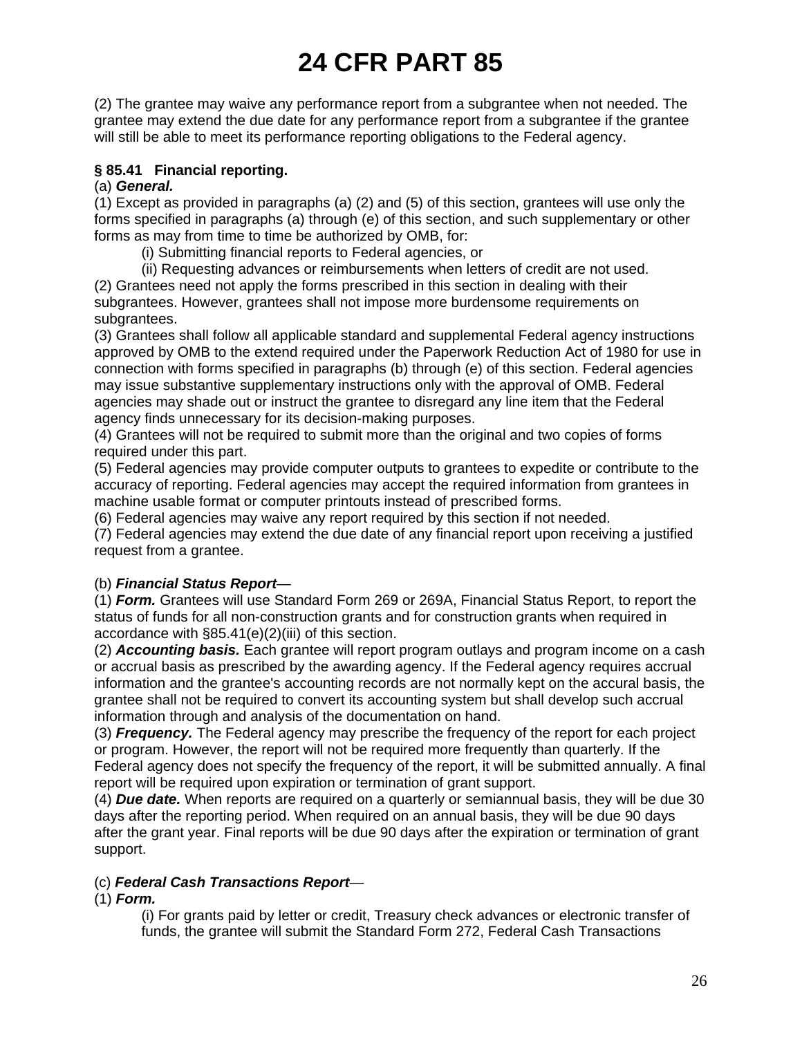(2) The grantee may waive any performance report from a subgrantee when not needed. The grantee may extend the due date for any performance report from a subgrantee if the grantee will still be able to meet its performance reporting obligations to the Federal agency.

**§ 85.41 Financial reporting.**

(a) ***General.***

(1) Except as provided in paragraphs (a) (2) and (5) of this section, grantees will use only the forms specified in paragraphs (a) through (e) of this section, and such supplementary or other forms as may from time to time be authorized by OMB, for:

(i) Submitting financial reports to Federal agencies, or

(ii) Requesting advances or reimbursements when letters of credit are not used.

(2) Grantees need not apply the forms prescribed in this section in dealing with their subgrantees. However, grantees shall not impose more burdensome requirements on subgrantees.

(3) Grantees shall follow all applicable standard and supplemental Federal agency instructions approved by OMB to the extend required under the Paperwork Reduction Act of 1980 for use in connection with forms specified in paragraphs (b) through (e) of this section. Federal agencies may issue substantive supplementary instructions only with the approval of OMB. Federal agencies may shade out or instruct the grantee to disregard any line item that the Federal agency finds unnecessary for its decision-making purposes.

(4) Grantees will not be required to submit more than the original and two copies of forms required under this part.

(5) Federal agencies may provide computer outputs to grantees to expedite or contribute to the accuracy of reporting. Federal agencies may accept the required information from grantees in machine usable format or computer printouts instead of prescribed forms.

(6) Federal agencies may waive any report required by this section if not needed.

(7) Federal agencies may extend the due date of any financial report upon receiving a justified request from a grantee.

(b) ***Financial Status Report***—

(1) ***Form.*** Grantees will use Standard Form 269 or 269A, Financial Status Report, to report the status of funds for all non-construction grants and for construction grants when required in accordance with §85.41(e)(2)(iii) of this section.

(2) ***Accounting basis.*** Each grantee will report program outlays and program income on a cash or accrual basis as prescribed by the awarding agency. If the Federal agency requires accrual information and the grantee's accounting records are not normally kept on the accural basis, the grantee shall not be required to convert its accounting system but shall develop such accrual information through and analysis of the documentation on hand.

(3) ***Frequency.*** The Federal agency may prescribe the frequency of the report for each project or program. However, the report will not be required more frequently than quarterly. If the Federal agency does not specify the frequency of the report, it will be submitted annually. A final report will be required upon expiration or termination of grant support.

(4) ***Due date.*** When reports are required on a quarterly or semiannual basis, they will be due 30 days after the reporting period. When required on an annual basis, they will be due 90 days after the grant year. Final reports will be due 90 days after the expiration or termination of grant support.

(c) ***Federal Cash Transactions Report***—

(1) ***Form.***

(i) For grants paid by letter or credit, Treasury check advances or electronic transfer of funds, the grantee will submit the Standard Form 272, Federal Cash Transactions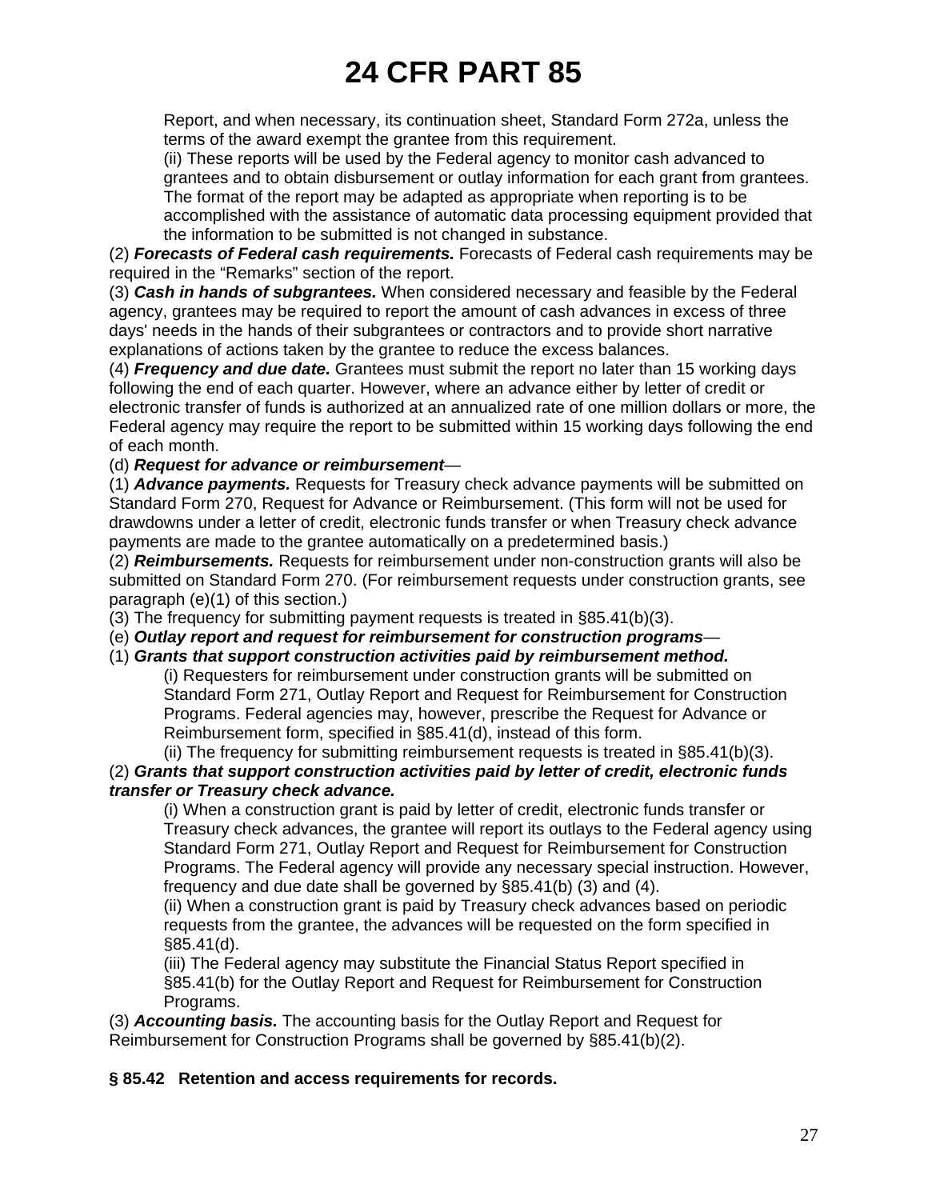Report, and when necessary, its continuation sheet, Standard Form 272a, unless the terms of the award exempt the grantee from this requirement.

(ii) These reports will be used by the Federal agency to monitor cash advanced to grantees and to obtain disbursement or outlay information for each grant from grantees. The format of the report may be adapted as appropriate when reporting is to be accomplished with the assistance of automatic data processing equipment provided that the information to be submitted is not changed in substance.

(2) ***Forecasts of Federal cash requirements.*** Forecasts of Federal cash requirements may be required in the "Remarks" section of the report.

(3) ***Cash in hands of subgrantees.*** When considered necessary and feasible by the Federal agency, grantees may be required to report the amount of cash advances in excess of three days' needs in the hands of their subgrantees or contractors and to provide short narrative explanations of actions taken by the grantee to reduce the excess balances.

(4) ***Frequency and due date.*** Grantees must submit the report no later than 15 working days following the end of each quarter. However, where an advance either by letter of credit or electronic transfer of funds is authorized at an annualized rate of one million dollars or more, the Federal agency may require the report to be submitted within 15 working days following the end of each month.

(d) ***Request for advance or reimbursement***—

(1) ***Advance payments.*** Requests for Treasury check advance payments will be submitted on Standard Form 270, Request for Advance or Reimbursement. (This form will not be used for drawdowns under a letter of credit, electronic funds transfer or when Treasury check advance payments are made to the grantee automatically on a predetermined basis.)

(2) ***Reimbursements.*** Requests for reimbursement under non-construction grants will also be submitted on Standard Form 270. (For reimbursement requests under construction grants, see paragraph (e)(1) of this section.)

(3) The frequency for submitting payment requests is treated in §85.41(b)(3).

(e) ***Outlay report and request for reimbursement for construction programs***—

(1) ***Grants that support construction activities paid by reimbursement method.***

(i) Requesters for reimbursement under construction grants will be submitted on Standard Form 271, Outlay Report and Request for Reimbursement for Construction Programs. Federal agencies may, however, prescribe the Request for Advance or Reimbursement form, specified in §85.41(d), instead of this form.

(ii) The frequency for submitting reimbursement requests is treated in §85.41(b)(3).

(2) ***Grants that support construction activities paid by letter of credit, electronic funds transfer or Treasury check advance.***

(i) When a construction grant is paid by letter of credit, electronic funds transfer or Treasury check advances, the grantee will report its outlays to the Federal agency using Standard Form 271, Outlay Report and Request for Reimbursement for Construction Programs. The Federal agency will provide any necessary special instruction. However, frequency and due date shall be governed by §85.41(b) (3) and (4).

(ii) When a construction grant is paid by Treasury check advances based on periodic requests from the grantee, the advances will be requested on the form specified in §85.41(d).

(iii) The Federal agency may substitute the Financial Status Report specified in §85.41(b) for the Outlay Report and Request for Reimbursement for Construction Programs.

(3) ***Accounting basis.*** The accounting basis for the Outlay Report and Request for Reimbursement for Construction Programs shall be governed by §85.41(b)(2).

### § 85.42 Retention and access requirements for records.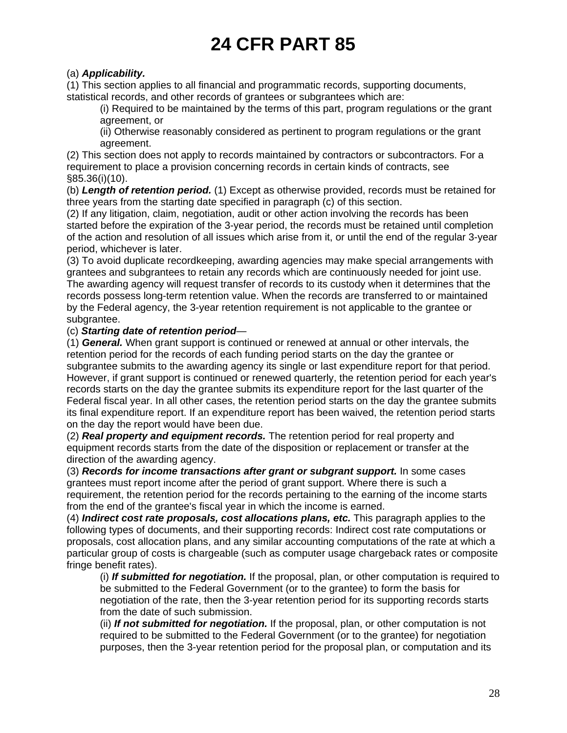# 24 CFR PART 85

(a) ***Applicability.***

(1) This section applies to all financial and programmatic records, supporting documents, statistical records, and other records of grantees or subgrantees which are:

> (i) Required to be maintained by the terms of this part, program regulations or the grant agreement, or
>
> (ii) Otherwise reasonably considered as pertinent to program regulations or the grant agreement.

(2) This section does not apply to records maintained by contractors or subcontractors. For a requirement to place a provision concerning records in certain kinds of contracts, see §85.36(i)(10).

(b) ***Length of retention period.*** (1) Except as otherwise provided, records must be retained for three years from the starting date specified in paragraph (c) of this section.

(2) If any litigation, claim, negotiation, audit or other action involving the records has been started before the expiration of the 3-year period, the records must be retained until completion of the action and resolution of all issues which arise from it, or until the end of the regular 3-year period, whichever is later.

(3) To avoid duplicate recordkeeping, awarding agencies may make special arrangements with grantees and subgrantees to retain any records which are continuously needed for joint use. The awarding agency will request transfer of records to its custody when it determines that the records possess long-term retention value. When the records are transferred to or maintained by the Federal agency, the 3-year retention requirement is not applicable to the grantee or subgrantee.

(c) ***Starting date of retention period***—

(1) ***General.*** When grant support is continued or renewed at annual or other intervals, the retention period for the records of each funding period starts on the day the grantee or subgrantee submits to the awarding agency its single or last expenditure report for that period. However, if grant support is continued or renewed quarterly, the retention period for each year's records starts on the day the grantee submits its expenditure report for the last quarter of the Federal fiscal year. In all other cases, the retention period starts on the day the grantee submits its final expenditure report. If an expenditure report has been waived, the retention period starts on the day the report would have been due.

(2) ***Real property and equipment records.*** The retention period for real property and equipment records starts from the date of the disposition or replacement or transfer at the direction of the awarding agency.

(3) ***Records for income transactions after grant or subgrant support.*** In some cases grantees must report income after the period of grant support. Where there is such a requirement, the retention period for the records pertaining to the earning of the income starts from the end of the grantee's fiscal year in which the income is earned.

(4) ***Indirect cost rate proposals, cost allocations plans, etc.*** This paragraph applies to the following types of documents, and their supporting records: Indirect cost rate computations or proposals, cost allocation plans, and any similar accounting computations of the rate at which a particular group of costs is chargeable (such as computer usage chargeback rates or composite fringe benefit rates).

> (i) ***If submitted for negotiation.*** If the proposal, plan, or other computation is required to be submitted to the Federal Government (or to the grantee) to form the basis for negotiation of the rate, then the 3-year retention period for its supporting records starts from the date of such submission.
>
> (ii) ***If not submitted for negotiation.*** If the proposal, plan, or other computation is not required to be submitted to the Federal Government (or to the grantee) for negotiation purposes, then the 3-year retention period for the proposal plan, or computation and its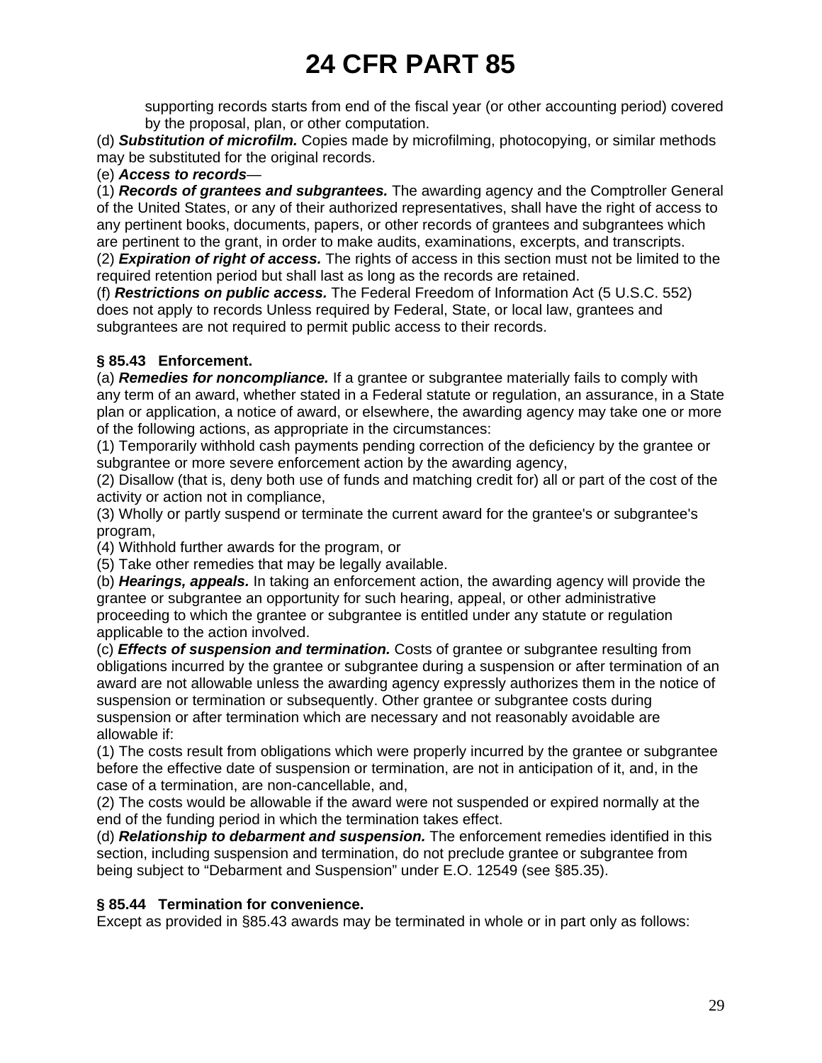supporting records starts from end of the fiscal year (or other accounting period) covered by the proposal, plan, or other computation.

(d) ***Substitution of microfilm.*** Copies made by microfilming, photocopying, or similar methods may be substituted for the original records.

(e) ***Access to records***—

(1) ***Records of grantees and subgrantees.*** The awarding agency and the Comptroller General of the United States, or any of their authorized representatives, shall have the right of access to any pertinent books, documents, papers, or other records of grantees and subgrantees which are pertinent to the grant, in order to make audits, examinations, excerpts, and transcripts.

(2) ***Expiration of right of access.*** The rights of access in this section must not be limited to the required retention period but shall last as long as the records are retained.

(f) ***Restrictions on public access.*** The Federal Freedom of Information Act (5 U.S.C. 552) does not apply to records Unless required by Federal, State, or local law, grantees and subgrantees are not required to permit public access to their records.

**§ 85.43 Enforcement.**

(a) ***Remedies for noncompliance.*** If a grantee or subgrantee materially fails to comply with any term of an award, whether stated in a Federal statute or regulation, an assurance, in a State plan or application, a notice of award, or elsewhere, the awarding agency may take one or more of the following actions, as appropriate in the circumstances:

(1) Temporarily withhold cash payments pending correction of the deficiency by the grantee or subgrantee or more severe enforcement action by the awarding agency,

(2) Disallow (that is, deny both use of funds and matching credit for) all or part of the cost of the activity or action not in compliance,

(3) Wholly or partly suspend or terminate the current award for the grantee's or subgrantee's program,

(4) Withhold further awards for the program, or

(5) Take other remedies that may be legally available.

(b) ***Hearings, appeals.*** In taking an enforcement action, the awarding agency will provide the grantee or subgrantee an opportunity for such hearing, appeal, or other administrative proceeding to which the grantee or subgrantee is entitled under any statute or regulation applicable to the action involved.

(c) ***Effects of suspension and termination.*** Costs of grantee or subgrantee resulting from obligations incurred by the grantee or subgrantee during a suspension or after termination of an award are not allowable unless the awarding agency expressly authorizes them in the notice of suspension or termination or subsequently. Other grantee or subgrantee costs during suspension or after termination which are necessary and not reasonably avoidable are allowable if:

(1) The costs result from obligations which were properly incurred by the grantee or subgrantee before the effective date of suspension or termination, are not in anticipation of it, and, in the case of a termination, are non-cancellable, and,

(2) The costs would be allowable if the award were not suspended or expired normally at the end of the funding period in which the termination takes effect.

(d) ***Relationship to debarment and suspension.*** The enforcement remedies identified in this section, including suspension and termination, do not preclude grantee or subgrantee from being subject to "Debarment and Suspension" under E.O. 12549 (see §85.35).

**§ 85.44 Termination for convenience.**

Except as provided in §85.43 awards may be terminated in whole or in part only as follows: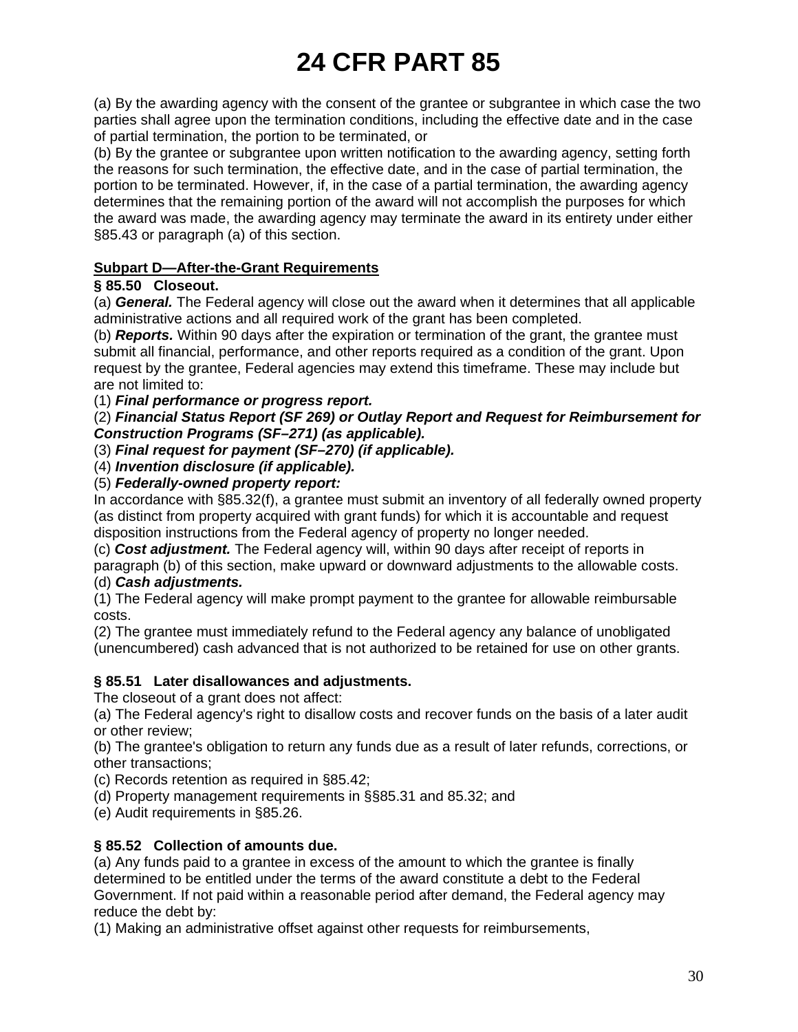(a) By the awarding agency with the consent of the grantee or subgrantee in which case the two parties shall agree upon the termination conditions, including the effective date and in the case of partial termination, the portion to be terminated, or

(b) By the grantee or subgrantee upon written notification to the awarding agency, setting forth the reasons for such termination, the effective date, and in the case of partial termination, the portion to be terminated. However, if, in the case of a partial termination, the awarding agency determines that the remaining portion of the award will not accomplish the purposes for which the award was made, the awarding agency may terminate the award in its entirety under either §85.43 or paragraph (a) of this section.

**Subpart D—After-the-Grant Requirements**

**§ 85.50 Closeout.**

(a) ***General.*** The Federal agency will close out the award when it determines that all applicable administrative actions and all required work of the grant has been completed.

(b) ***Reports.*** Within 90 days after the expiration or termination of the grant, the grantee must submit all financial, performance, and other reports required as a condition of the grant. Upon request by the grantee, Federal agencies may extend this timeframe. These may include but are not limited to:

(1) ***Final performance or progress report.***

(2) ***Financial Status Report (SF 269) or Outlay Report and Request for Reimbursement for Construction Programs (SF–271) (as applicable).***

(3) ***Final request for payment (SF–270) (if applicable).***

(4) ***Invention disclosure (if applicable).***

(5) ***Federally-owned property report:***

In accordance with §85.32(f), a grantee must submit an inventory of all federally owned property (as distinct from property acquired with grant funds) for which it is accountable and request disposition instructions from the Federal agency of property no longer needed.

(c) ***Cost adjustment.*** The Federal agency will, within 90 days after receipt of reports in paragraph (b) of this section, make upward or downward adjustments to the allowable costs.

(d) ***Cash adjustments.***

(1) The Federal agency will make prompt payment to the grantee for allowable reimbursable costs.

(2) The grantee must immediately refund to the Federal agency any balance of unobligated (unencumbered) cash advanced that is not authorized to be retained for use on other grants.

**§ 85.51 Later disallowances and adjustments.**

The closeout of a grant does not affect:

(a) The Federal agency's right to disallow costs and recover funds on the basis of a later audit or other review;

(b) The grantee's obligation to return any funds due as a result of later refunds, corrections, or other transactions;

(c) Records retention as required in §85.42;

(d) Property management requirements in §§85.31 and 85.32; and

(e) Audit requirements in §85.26.

**§ 85.52 Collection of amounts due.**

(a) Any funds paid to a grantee in excess of the amount to which the grantee is finally determined to be entitled under the terms of the award constitute a debt to the Federal Government. If not paid within a reasonable period after demand, the Federal agency may reduce the debt by:

(1) Making an administrative offset against other requests for reimbursements,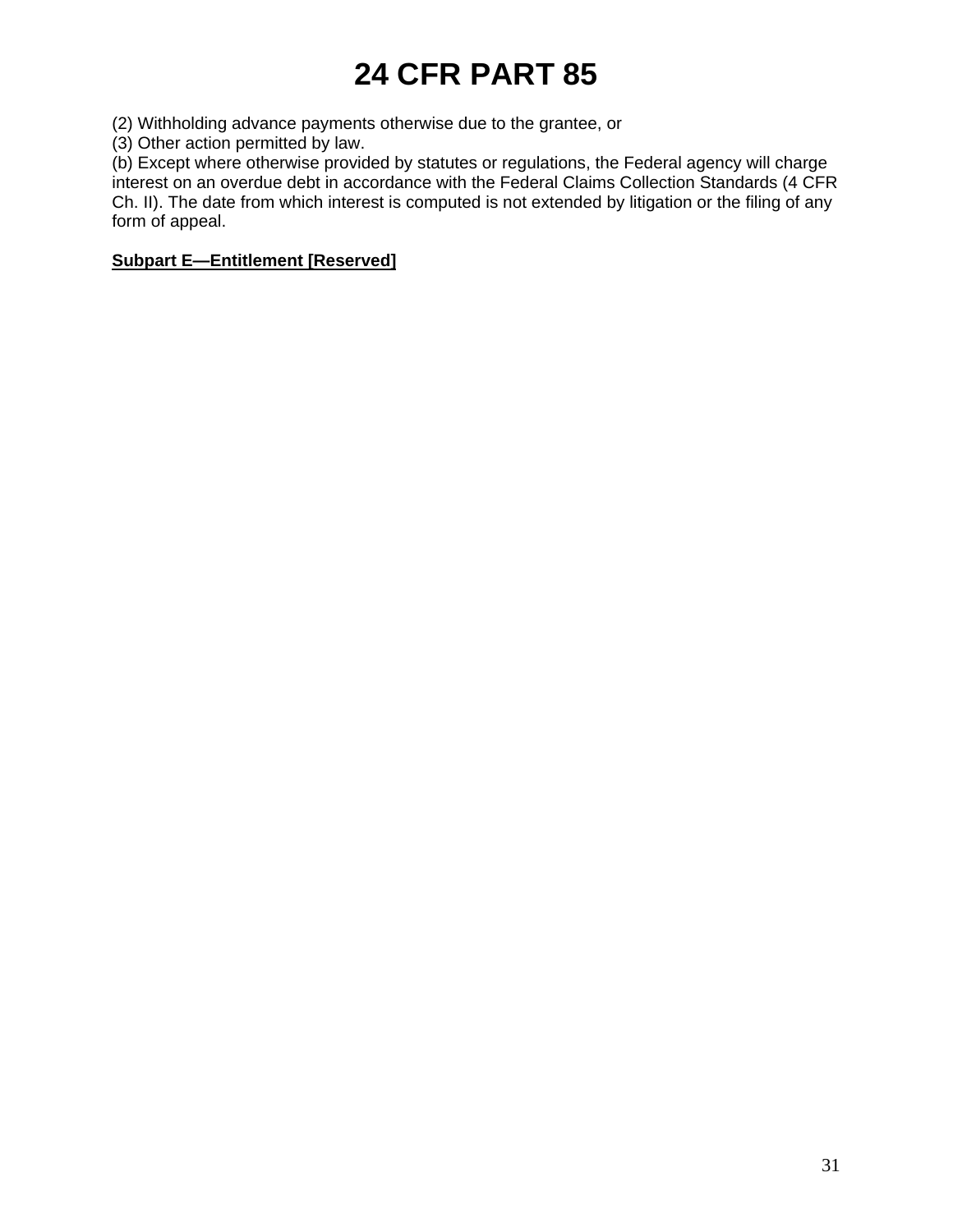# 24 CFR PART 85

(2) Withholding advance payments otherwise due to the grantee, or
(3) Other action permitted by law.
(b) Except where otherwise provided by statutes or regulations, the Federal agency will charge interest on an overdue debt in accordance with the Federal Claims Collection Standards (4 CFR Ch. II). The date from which interest is computed is not extended by litigation or the filing of any form of appeal.

**Subpart E—Entitlement [Reserved]**